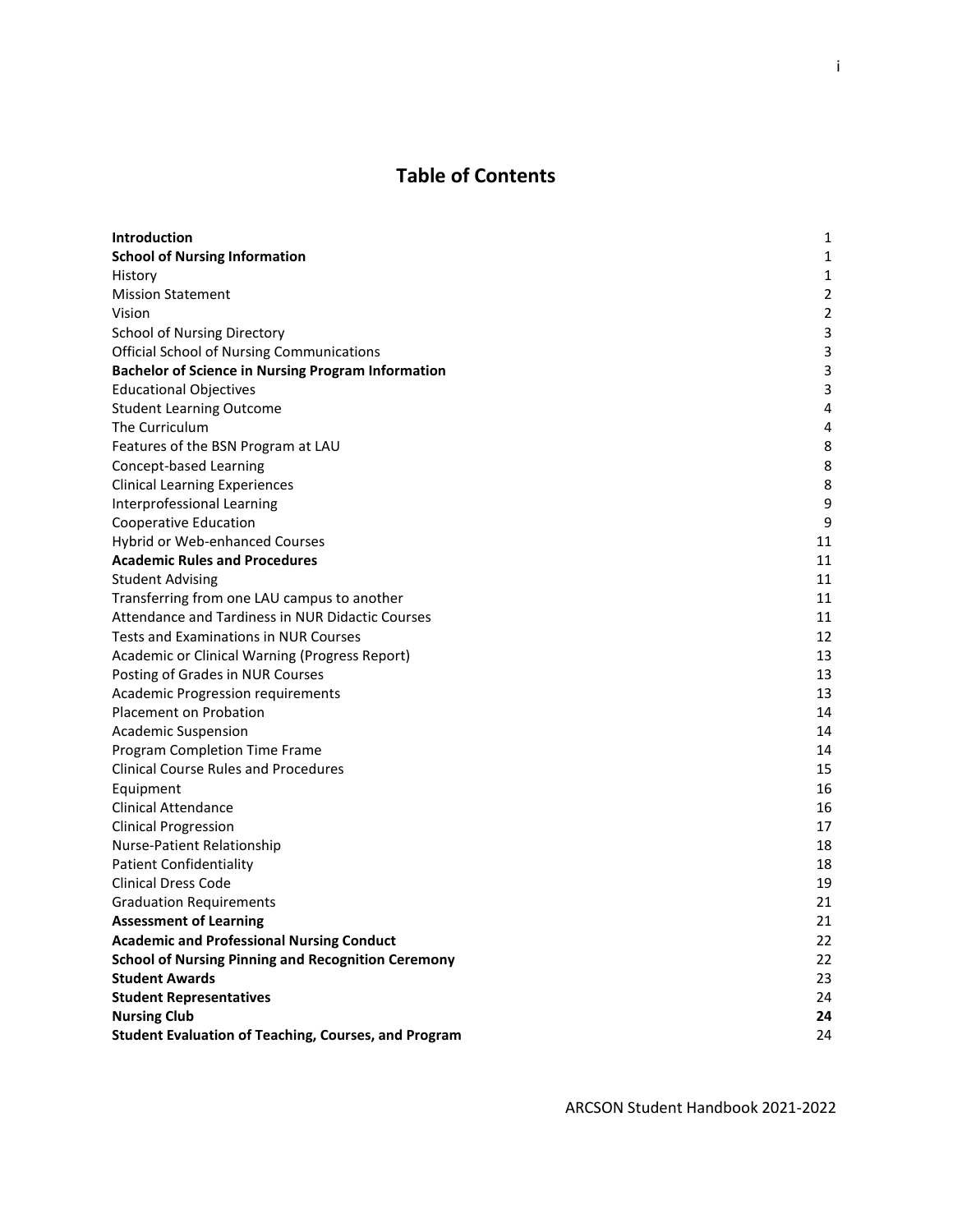# Table of Contents

| | |
|---|---|
| **Introduction** | 1 |
| **School of Nursing Information** | 1 |
| History | 1 |
| Mission Statement | 2 |
| Vision | 2 |
| School of Nursing Directory | 3 |
| Official School of Nursing Communications | 3 |
| **Bachelor of Science in Nursing Program Information** | 3 |
| Educational Objectives | 3 |
| Student Learning Outcome | 4 |
| The Curriculum | 4 |
| Features of the BSN Program at LAU | 8 |
| Concept-based Learning | 8 |
| Clinical Learning Experiences | 8 |
| Interprofessional Learning | 9 |
| Cooperative Education | 9 |
| Hybrid or Web-enhanced Courses | 11 |
| **Academic Rules and Procedures** | 11 |
| Student Advising | 11 |
| Transferring from one LAU campus to another | 11 |
| Attendance and Tardiness in NUR Didactic Courses | 11 |
| Tests and Examinations in NUR Courses | 12 |
| Academic or Clinical Warning (Progress Report) | 13 |
| Posting of Grades in NUR Courses | 13 |
| Academic Progression requirements | 13 |
| Placement on Probation | 14 |
| Academic Suspension | 14 |
| Program Completion Time Frame | 14 |
| Clinical Course Rules and Procedures | 15 |
| Equipment | 16 |
| Clinical Attendance | 16 |
| Clinical Progression | 17 |
| Nurse-Patient Relationship | 18 |
| Patient Confidentiality | 18 |
| Clinical Dress Code | 19 |
| Graduation Requirements | 21 |
| **Assessment of Learning** | 21 |
| **Academic and Professional Nursing Conduct** | 22 |
| **School of Nursing Pinning and Recognition Ceremony** | 22 |
| **Student Awards** | 23 |
| **Student Representatives** | 24 |
| **Nursing Club** | **24** |
| **Student Evaluation of Teaching, Courses, and Program** | 24 |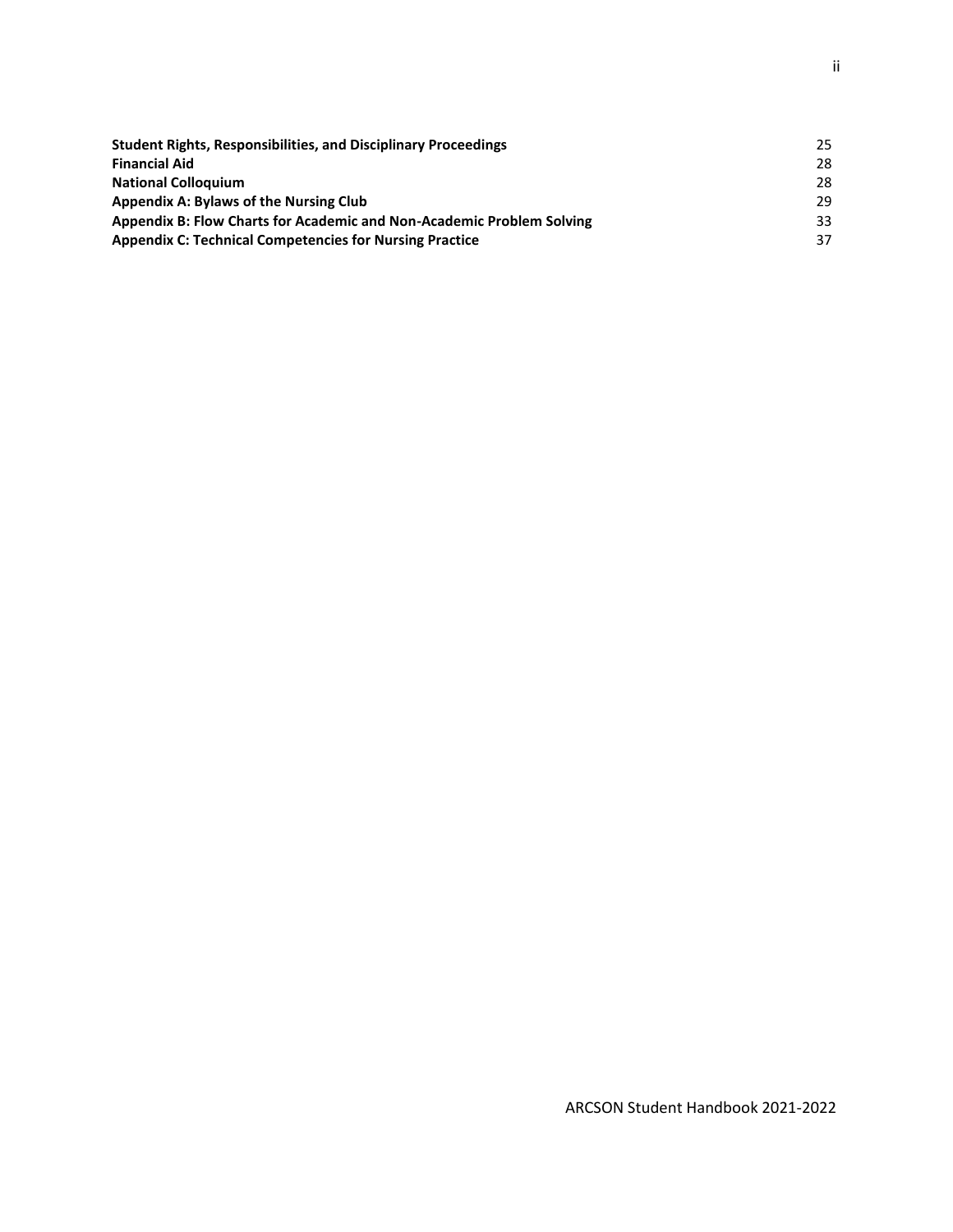| | |
|---|---|
| **Student Rights, Responsibilities, and Disciplinary Proceedings** | 25 |
| **Financial Aid** | 28 |
| **National Colloquium** | 28 |
| **Appendix A: Bylaws of the Nursing Club** | 29 |
| **Appendix B: Flow Charts for Academic and Non-Academic Problem Solving** | 33 |
| **Appendix C: Technical Competencies for Nursing Practice** | 37 |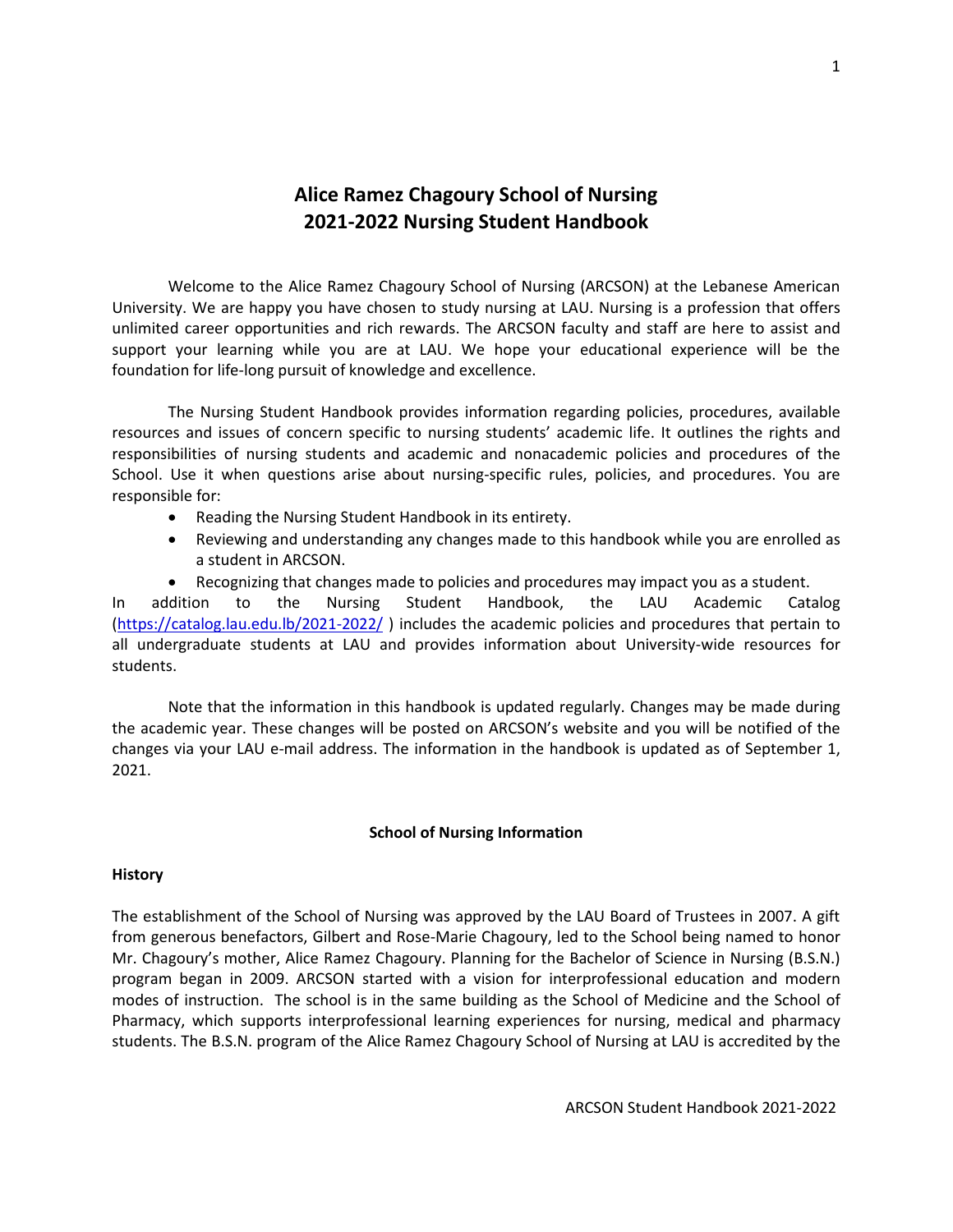# Alice Ramez Chagoury School of Nursing
# 2021-2022 Nursing Student Handbook

Welcome to the Alice Ramez Chagoury School of Nursing (ARCSON) at the Lebanese American University. We are happy you have chosen to study nursing at LAU. Nursing is a profession that offers unlimited career opportunities and rich rewards. The ARCSON faculty and staff are here to assist and support your learning while you are at LAU. We hope your educational experience will be the foundation for life-long pursuit of knowledge and excellence.

The Nursing Student Handbook provides information regarding policies, procedures, available resources and issues of concern specific to nursing students' academic life. It outlines the rights and responsibilities of nursing students and academic and nonacademic policies and procedures of the School. Use it when questions arise about nursing-specific rules, policies, and procedures. You are responsible for:

- Reading the Nursing Student Handbook in its entirety.
- Reviewing and understanding any changes made to this handbook while you are enrolled as a student in ARCSON.
- Recognizing that changes made to policies and procedures may impact you as a student.

In addition to the Nursing Student Handbook, the LAU Academic Catalog (https://catalog.lau.edu.lb/2021-2022/ ) includes the academic policies and procedures that pertain to all undergraduate students at LAU and provides information about University-wide resources for students.

Note that the information in this handbook is updated regularly. Changes may be made during the academic year. These changes will be posted on ARCSON's website and you will be notified of the changes via your LAU e-mail address. The information in the handbook is updated as of September 1, 2021.

## School of Nursing Information

### History

The establishment of the School of Nursing was approved by the LAU Board of Trustees in 2007. A gift from generous benefactors, Gilbert and Rose-Marie Chagoury, led to the School being named to honor Mr. Chagoury's mother, Alice Ramez Chagoury. Planning for the Bachelor of Science in Nursing (B.S.N.) program began in 2009. ARCSON started with a vision for interprofessional education and modern modes of instruction. The school is in the same building as the School of Medicine and the School of Pharmacy, which supports interprofessional learning experiences for nursing, medical and pharmacy students. The B.S.N. program of the Alice Ramez Chagoury School of Nursing at LAU is accredited by the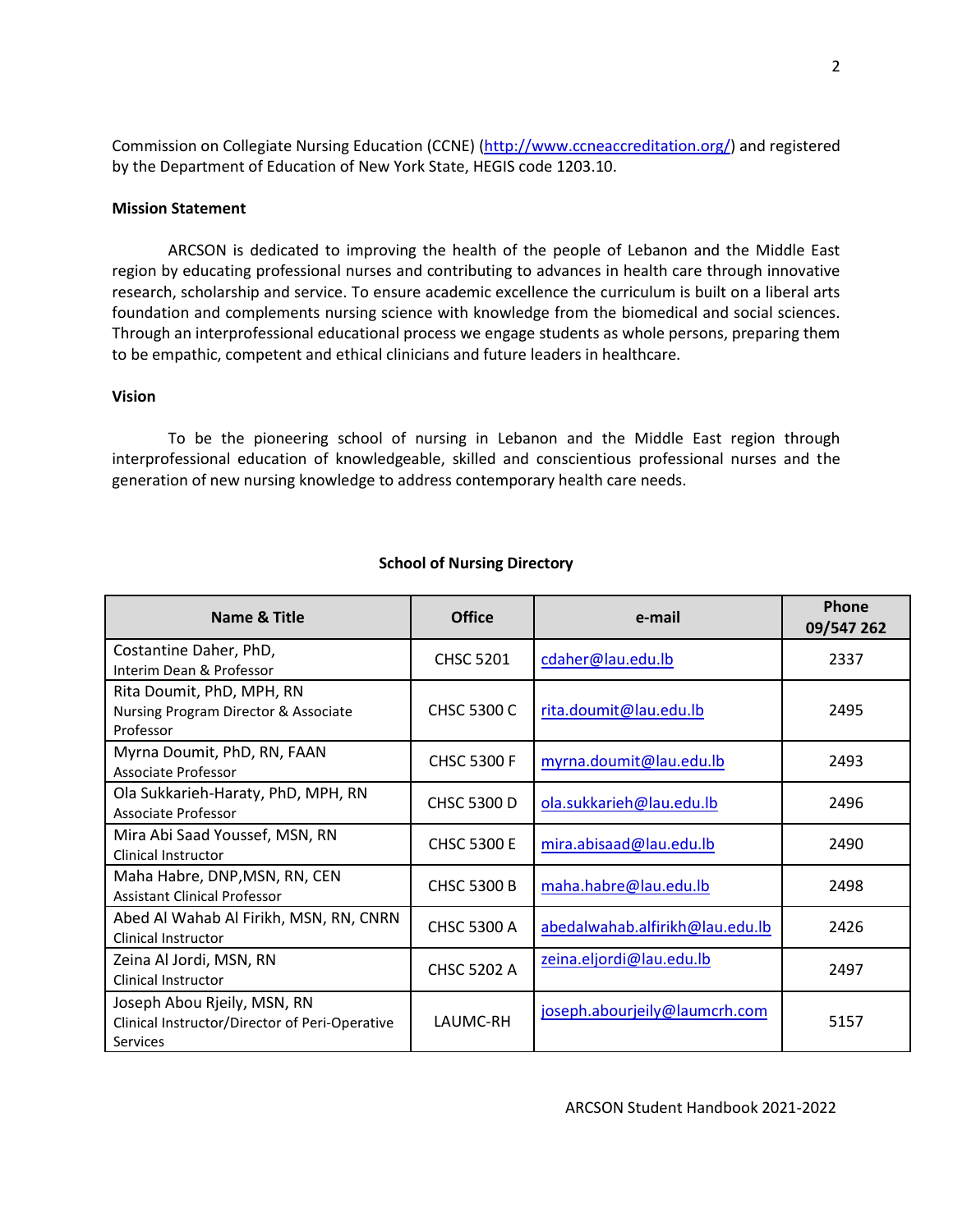Commission on Collegiate Nursing Education (CCNE) (http://www.ccneaccreditation.org/) and registered by the Department of Education of New York State, HEGIS code 1203.10.

**Mission Statement**

ARCSON is dedicated to improving the health of the people of Lebanon and the Middle East region by educating professional nurses and contributing to advances in health care through innovative research, scholarship and service. To ensure academic excellence the curriculum is built on a liberal arts foundation and complements nursing science with knowledge from the biomedical and social sciences. Through an interprofessional educational process we engage students as whole persons, preparing them to be empathic, competent and ethical clinicians and future leaders in healthcare.

**Vision**

To be the pioneering school of nursing in Lebanon and the Middle East region through interprofessional education of knowledgeable, skilled and conscientious professional nurses and the generation of new nursing knowledge to address contemporary health care needs.

**School of Nursing Directory**

| Name & Title | Office | e-mail | Phone 09/547 262 |
|---|---|---|---|
| Costantine Daher, PhD, Interim Dean & Professor | CHSC 5201 | cdaher@lau.edu.lb | 2337 |
| Rita Doumit, PhD, MPH, RN Nursing Program Director & Associate Professor | CHSC 5300 C | rita.doumit@lau.edu.lb | 2495 |
| Myrna Doumit, PhD, RN, FAAN Associate Professor | CHSC 5300 F | myrna.doumit@lau.edu.lb | 2493 |
| Ola Sukkarieh-Haraty, PhD, MPH, RN Associate Professor | CHSC 5300 D | ola.sukkarieh@lau.edu.lb | 2496 |
| Mira Abi Saad Youssef, MSN, RN Clinical Instructor | CHSC 5300 E | mira.abisaad@lau.edu.lb | 2490 |
| Maha Habre, DNP,MSN, RN, CEN Assistant Clinical Professor | CHSC 5300 B | maha.habre@lau.edu.lb | 2498 |
| Abed Al Wahab Al Firikh, MSN, RN, CNRN Clinical Instructor | CHSC 5300 A | abedalwahab.alfirikh@lau.edu.lb | 2426 |
| Zeina Al Jordi, MSN, RN Clinical Instructor | CHSC 5202 A | zeina.eljordi@lau.edu.lb | 2497 |
| Joseph Abou Rjeily, MSN, RN Clinical Instructor/Director of Peri-Operative Services | LAUMC-RH | joseph.abourjeily@laumcrh.com | 5157 |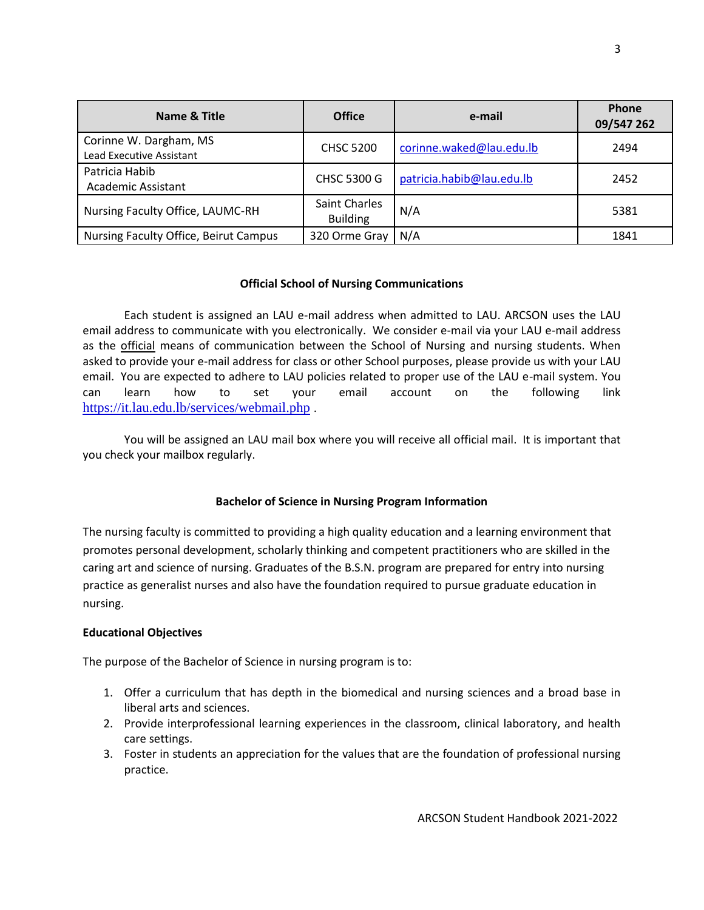| Name & Title | Office | e-mail | Phone 09/547 262 |
| --- | --- | --- | --- |
| Corinne W. Dargham, MS<br>Lead Executive Assistant | CHSC 5200 | corinne.waked@lau.edu.lb | 2494 |
| Patricia Habib<br>Academic Assistant | CHSC 5300 G | patricia.habib@lau.edu.lb | 2452 |
| Nursing Faculty Office, LAUMC-RH | Saint Charles Building | N/A | 5381 |
| Nursing Faculty Office, Beirut Campus | 320 Orme Gray | N/A | 1841 |

## Official School of Nursing Communications

Each student is assigned an LAU e-mail address when admitted to LAU. ARCSON uses the LAU email address to communicate with you electronically. We consider e-mail via your LAU e-mail address as the official means of communication between the School of Nursing and nursing students. When asked to provide your e-mail address for class or other School purposes, please provide us with your LAU email. You are expected to adhere to LAU policies related to proper use of the LAU e-mail system. You can learn how to set your email account on the following link https://it.lau.edu.lb/services/webmail.php .

You will be assigned an LAU mail box where you will receive all official mail. It is important that you check your mailbox regularly.

## Bachelor of Science in Nursing Program Information

The nursing faculty is committed to providing a high quality education and a learning environment that promotes personal development, scholarly thinking and competent practitioners who are skilled in the caring art and science of nursing. Graduates of the B.S.N. program are prepared for entry into nursing practice as generalist nurses and also have the foundation required to pursue graduate education in nursing.

### Educational Objectives

The purpose of the Bachelor of Science in nursing program is to:

1. Offer a curriculum that has depth in the biomedical and nursing sciences and a broad base in liberal arts and sciences.
2. Provide interprofessional learning experiences in the classroom, clinical laboratory, and health care settings.
3. Foster in students an appreciation for the values that are the foundation of professional nursing practice.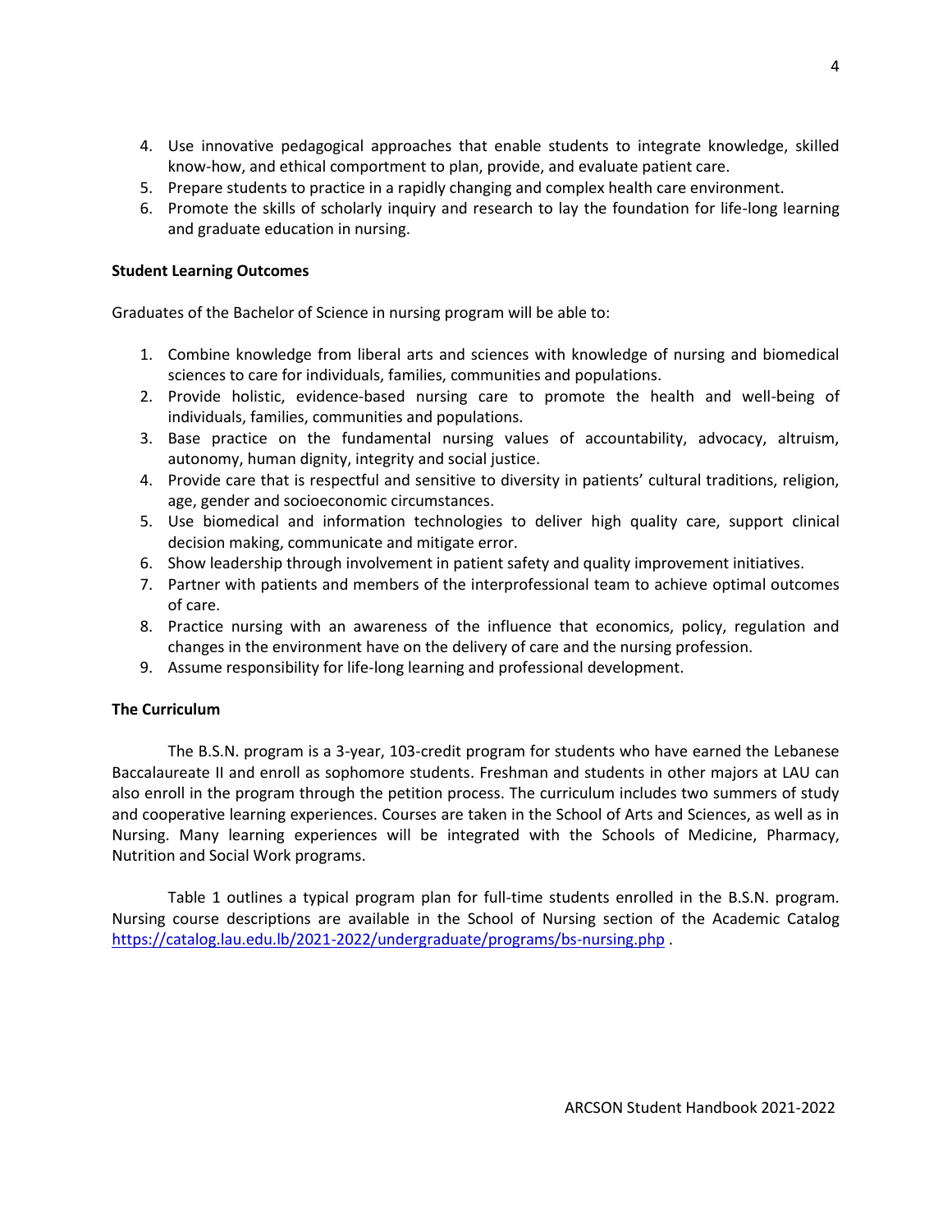4. Use innovative pedagogical approaches that enable students to integrate knowledge, skilled know-how, and ethical comportment to plan, provide, and evaluate patient care.
5. Prepare students to practice in a rapidly changing and complex health care environment.
6. Promote the skills of scholarly inquiry and research to lay the foundation for life-long learning and graduate education in nursing.

**Student Learning Outcomes**

Graduates of the Bachelor of Science in nursing program will be able to:

1. Combine knowledge from liberal arts and sciences with knowledge of nursing and biomedical sciences to care for individuals, families, communities and populations.
2. Provide holistic, evidence-based nursing care to promote the health and well-being of individuals, families, communities and populations.
3. Base practice on the fundamental nursing values of accountability, advocacy, altruism, autonomy, human dignity, integrity and social justice.
4. Provide care that is respectful and sensitive to diversity in patients' cultural traditions, religion, age, gender and socioeconomic circumstances.
5. Use biomedical and information technologies to deliver high quality care, support clinical decision making, communicate and mitigate error.
6. Show leadership through involvement in patient safety and quality improvement initiatives.
7. Partner with patients and members of the interprofessional team to achieve optimal outcomes of care.
8. Practice nursing with an awareness of the influence that economics, policy, regulation and changes in the environment have on the delivery of care and the nursing profession.
9. Assume responsibility for life-long learning and professional development.

**The Curriculum**

The B.S.N. program is a 3-year, 103-credit program for students who have earned the Lebanese Baccalaureate II and enroll as sophomore students. Freshman and students in other majors at LAU can also enroll in the program through the petition process. The curriculum includes two summers of study and cooperative learning experiences. Courses are taken in the School of Arts and Sciences, as well as in Nursing. Many learning experiences will be integrated with the Schools of Medicine, Pharmacy, Nutrition and Social Work programs.

Table 1 outlines a typical program plan for full-time students enrolled in the B.S.N. program. Nursing course descriptions are available in the School of Nursing section of the Academic Catalog https://catalog.lau.edu.lb/2021-2022/undergraduate/programs/bs-nursing.php .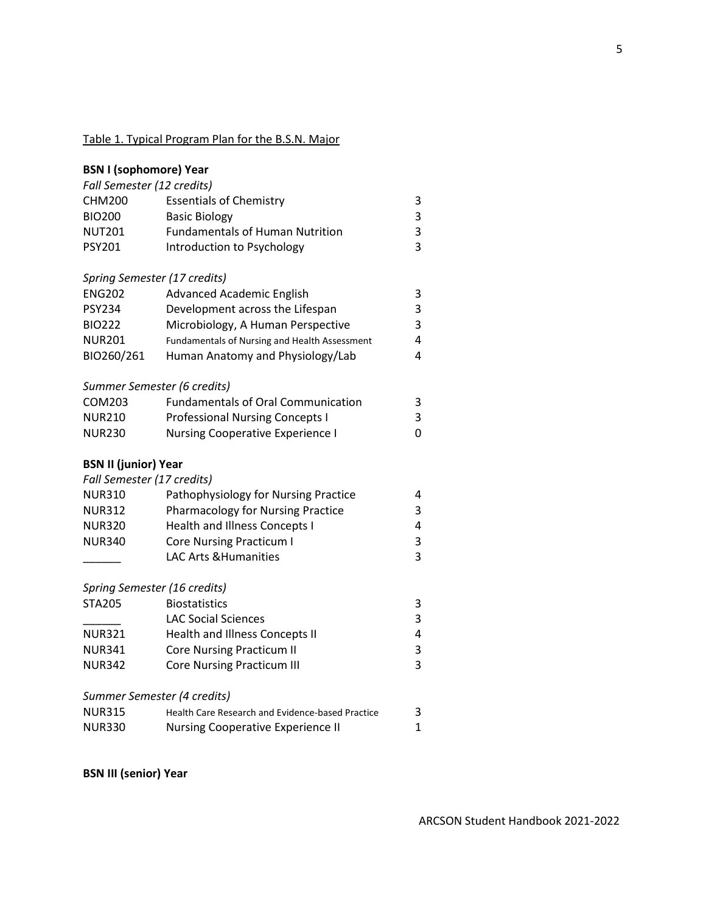Table 1. Typical Program Plan for the B.S.N. Major

**BSN I (sophomore) Year**

*Fall Semester (12 credits)*

| | | |
|---|---|---|
| CHM200 | Essentials of Chemistry | 3 |
| BIO200 | Basic Biology | 3 |
| NUT201 | Fundamentals of Human Nutrition | 3 |
| PSY201 | Introduction to Psychology | 3 |

*Spring Semester (17 credits)*

| | | |
|---|---|---|
| ENG202 | Advanced Academic English | 3 |
| PSY234 | Development across the Lifespan | 3 |
| BIO222 | Microbiology, A Human Perspective | 3 |
| NUR201 | Fundamentals of Nursing and Health Assessment | 4 |
| BIO260/261 | Human Anatomy and Physiology/Lab | 4 |

*Summer Semester (6 credits)*

| | | |
|---|---|---|
| COM203 | Fundamentals of Oral Communication | 3 |
| NUR210 | Professional Nursing Concepts I | 3 |
| NUR230 | Nursing Cooperative Experience I | 0 |

**BSN II (junior) Year**

*Fall Semester (17 credits)*

| | | |
|---|---|---|
| NUR310 | Pathophysiology for Nursing Practice | 4 |
| NUR312 | Pharmacology for Nursing Practice | 3 |
| NUR320 | Health and Illness Concepts I | 4 |
| NUR340 | Core Nursing Practicum I | 3 |
| ______ | LAC Arts &Humanities | 3 |

*Spring Semester (16 credits)*

| | | |
|---|---|---|
| STA205 | Biostatistics | 3 |
| ______ | LAC Social Sciences | 3 |
| NUR321 | Health and Illness Concepts II | 4 |
| NUR341 | Core Nursing Practicum II | 3 |
| NUR342 | Core Nursing Practicum III | 3 |

*Summer Semester (4 credits)*

| | | |
|---|---|---|
| NUR315 | Health Care Research and Evidence-based Practice | 3 |
| NUR330 | Nursing Cooperative Experience II | 1 |

**BSN III (senior) Year**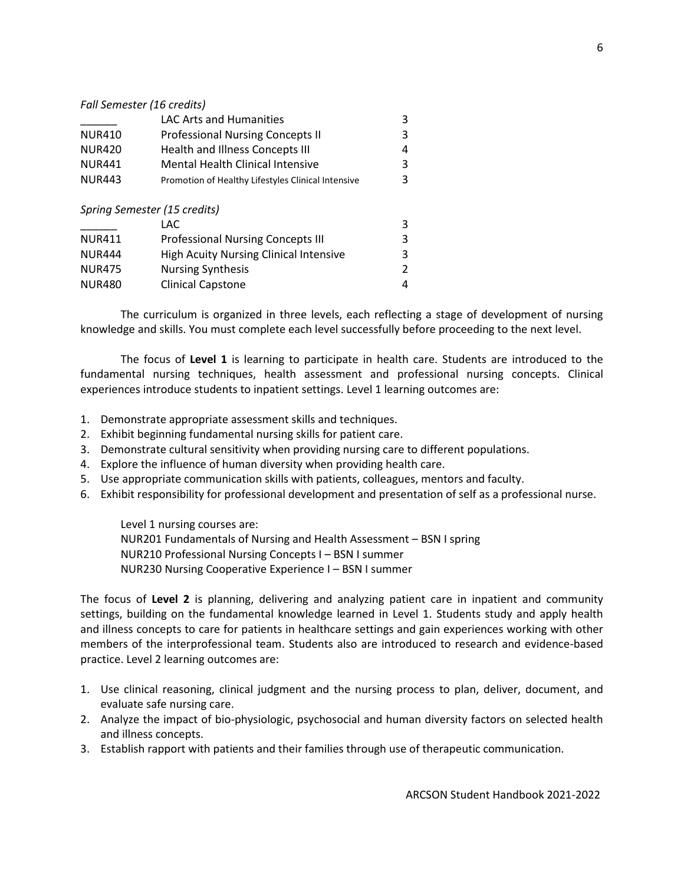*Fall Semester (16 credits)*

| | | |
|---|---|---|
| ______ | LAC Arts and Humanities | 3 |
| NUR410 | Professional Nursing Concepts II | 3 |
| NUR420 | Health and Illness Concepts III | 4 |
| NUR441 | Mental Health Clinical Intensive | 3 |
| NUR443 | Promotion of Healthy Lifestyles Clinical Intensive | 3 |

*Spring Semester (15 credits)*

| | | |
|---|---|---|
| ______ | LAC | 3 |
| NUR411 | Professional Nursing Concepts III | 3 |
| NUR444 | High Acuity Nursing Clinical Intensive | 3 |
| NUR475 | Nursing Synthesis | 2 |
| NUR480 | Clinical Capstone | 4 |

The curriculum is organized in three levels, each reflecting a stage of development of nursing knowledge and skills. You must complete each level successfully before proceeding to the next level.

The focus of **Level 1** is learning to participate in health care. Students are introduced to the fundamental nursing techniques, health assessment and professional nursing concepts. Clinical experiences introduce students to inpatient settings. Level 1 learning outcomes are:

1. Demonstrate appropriate assessment skills and techniques.
2. Exhibit beginning fundamental nursing skills for patient care.
3. Demonstrate cultural sensitivity when providing nursing care to different populations.
4. Explore the influence of human diversity when providing health care.
5. Use appropriate communication skills with patients, colleagues, mentors and faculty.
6. Exhibit responsibility for professional development and presentation of self as a professional nurse.

Level 1 nursing courses are:
NUR201 Fundamentals of Nursing and Health Assessment – BSN I spring
NUR210 Professional Nursing Concepts I – BSN I summer
NUR230 Nursing Cooperative Experience I – BSN I summer

The focus of **Level 2** is planning, delivering and analyzing patient care in inpatient and community settings, building on the fundamental knowledge learned in Level 1. Students study and apply health and illness concepts to care for patients in healthcare settings and gain experiences working with other members of the interprofessional team. Students also are introduced to research and evidence-based practice. Level 2 learning outcomes are:

1. Use clinical reasoning, clinical judgment and the nursing process to plan, deliver, document, and evaluate safe nursing care.
2. Analyze the impact of bio-physiologic, psychosocial and human diversity factors on selected health and illness concepts.
3. Establish rapport with patients and their families through use of therapeutic communication.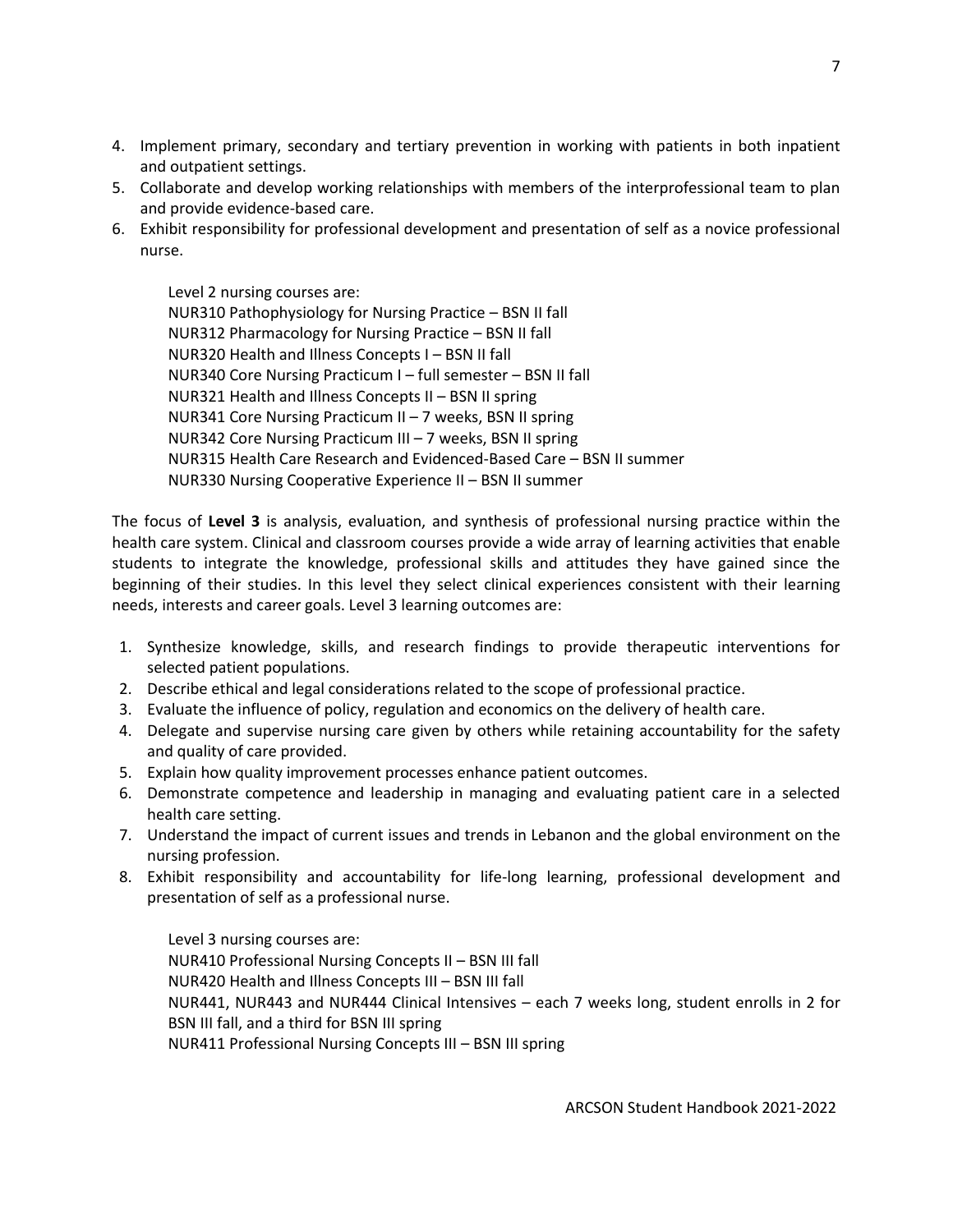4. Implement primary, secondary and tertiary prevention in working with patients in both inpatient and outpatient settings.
5. Collaborate and develop working relationships with members of the interprofessional team to plan and provide evidence-based care.
6. Exhibit responsibility for professional development and presentation of self as a novice professional nurse.

   Level 2 nursing courses are:
   NUR310 Pathophysiology for Nursing Practice – BSN II fall
   NUR312 Pharmacology for Nursing Practice – BSN II fall
   NUR320 Health and Illness Concepts I – BSN II fall
   NUR340 Core Nursing Practicum I – full semester – BSN II fall
   NUR321 Health and Illness Concepts II – BSN II spring
   NUR341 Core Nursing Practicum II – 7 weeks, BSN II spring
   NUR342 Core Nursing Practicum III – 7 weeks, BSN II spring
   NUR315 Health Care Research and Evidenced-Based Care – BSN II summer
   NUR330 Nursing Cooperative Experience II – BSN II summer

The focus of **Level 3** is analysis, evaluation, and synthesis of professional nursing practice within the health care system. Clinical and classroom courses provide a wide array of learning activities that enable students to integrate the knowledge, professional skills and attitudes they have gained since the beginning of their studies. In this level they select clinical experiences consistent with their learning needs, interests and career goals. Level 3 learning outcomes are:

1. Synthesize knowledge, skills, and research findings to provide therapeutic interventions for selected patient populations.
2. Describe ethical and legal considerations related to the scope of professional practice.
3. Evaluate the influence of policy, regulation and economics on the delivery of health care.
4. Delegate and supervise nursing care given by others while retaining accountability for the safety and quality of care provided.
5. Explain how quality improvement processes enhance patient outcomes.
6. Demonstrate competence and leadership in managing and evaluating patient care in a selected health care setting.
7. Understand the impact of current issues and trends in Lebanon and the global environment on the nursing profession.
8. Exhibit responsibility and accountability for life-long learning, professional development and presentation of self as a professional nurse.

   Level 3 nursing courses are:
   NUR410 Professional Nursing Concepts II – BSN III fall
   NUR420 Health and Illness Concepts III – BSN III fall
   NUR441, NUR443 and NUR444 Clinical Intensives – each 7 weeks long, student enrolls in 2 for BSN III fall, and a third for BSN III spring
   NUR411 Professional Nursing Concepts III – BSN III spring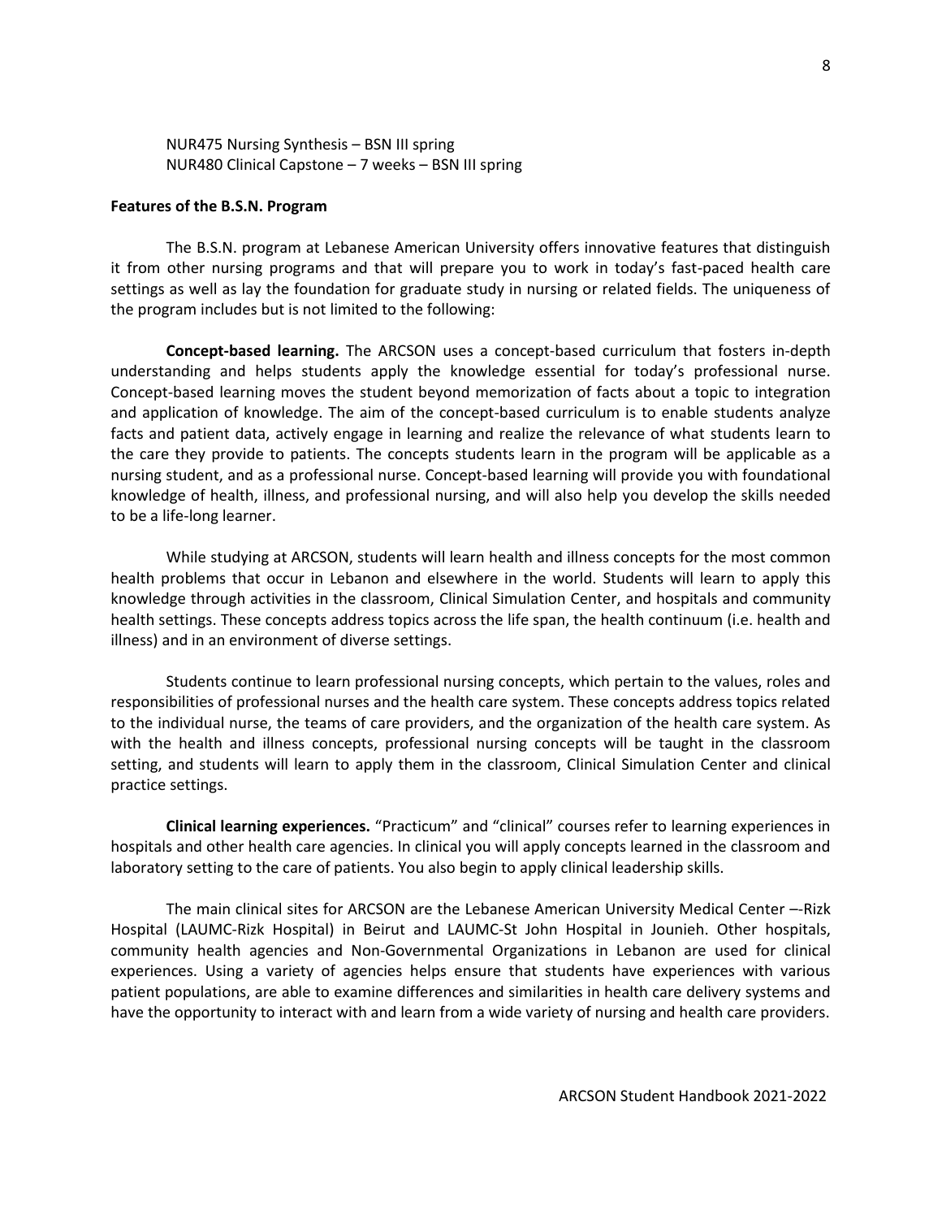NUR475 Nursing Synthesis – BSN III spring
NUR480 Clinical Capstone – 7 weeks – BSN III spring

**Features of the B.S.N. Program**

The B.S.N. program at Lebanese American University offers innovative features that distinguish it from other nursing programs and that will prepare you to work in today's fast-paced health care settings as well as lay the foundation for graduate study in nursing or related fields. The uniqueness of the program includes but is not limited to the following:

**Concept-based learning.** The ARCSON uses a concept-based curriculum that fosters in-depth understanding and helps students apply the knowledge essential for today's professional nurse. Concept-based learning moves the student beyond memorization of facts about a topic to integration and application of knowledge. The aim of the concept-based curriculum is to enable students analyze facts and patient data, actively engage in learning and realize the relevance of what students learn to the care they provide to patients. The concepts students learn in the program will be applicable as a nursing student, and as a professional nurse. Concept-based learning will provide you with foundational knowledge of health, illness, and professional nursing, and will also help you develop the skills needed to be a life-long learner.

While studying at ARCSON, students will learn health and illness concepts for the most common health problems that occur in Lebanon and elsewhere in the world. Students will learn to apply this knowledge through activities in the classroom, Clinical Simulation Center, and hospitals and community health settings. These concepts address topics across the life span, the health continuum (i.e. health and illness) and in an environment of diverse settings.

Students continue to learn professional nursing concepts, which pertain to the values, roles and responsibilities of professional nurses and the health care system. These concepts address topics related to the individual nurse, the teams of care providers, and the organization of the health care system. As with the health and illness concepts, professional nursing concepts will be taught in the classroom setting, and students will learn to apply them in the classroom, Clinical Simulation Center and clinical practice settings.

**Clinical learning experiences.** "Practicum" and "clinical" courses refer to learning experiences in hospitals and other health care agencies. In clinical you will apply concepts learned in the classroom and laboratory setting to the care of patients. You also begin to apply clinical leadership skills.

The main clinical sites for ARCSON are the Lebanese American University Medical Center –-Rizk Hospital (LAUMC-Rizk Hospital) in Beirut and LAUMC-St John Hospital in Jounieh. Other hospitals, community health agencies and Non-Governmental Organizations in Lebanon are used for clinical experiences. Using a variety of agencies helps ensure that students have experiences with various patient populations, are able to examine differences and similarities in health care delivery systems and have the opportunity to interact with and learn from a wide variety of nursing and health care providers.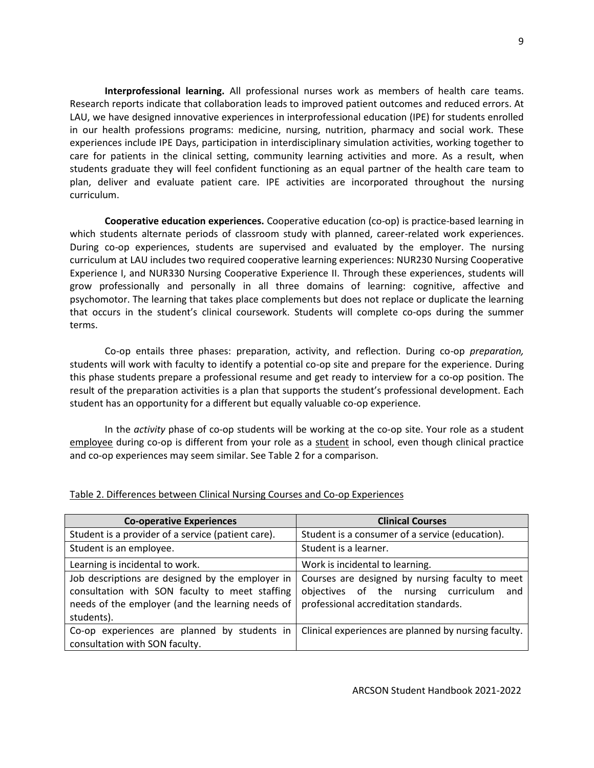**Interprofessional learning.** All professional nurses work as members of health care teams. Research reports indicate that collaboration leads to improved patient outcomes and reduced errors. At LAU, we have designed innovative experiences in interprofessional education (IPE) for students enrolled in our health professions programs: medicine, nursing, nutrition, pharmacy and social work. These experiences include IPE Days, participation in interdisciplinary simulation activities, working together to care for patients in the clinical setting, community learning activities and more. As a result, when students graduate they will feel confident functioning as an equal partner of the health care team to plan, deliver and evaluate patient care. IPE activities are incorporated throughout the nursing curriculum.

**Cooperative education experiences.** Cooperative education (co-op) is practice-based learning in which students alternate periods of classroom study with planned, career-related work experiences. During co-op experiences, students are supervised and evaluated by the employer. The nursing curriculum at LAU includes two required cooperative learning experiences: NUR230 Nursing Cooperative Experience I, and NUR330 Nursing Cooperative Experience II. Through these experiences, students will grow professionally and personally in all three domains of learning: cognitive, affective and psychomotor. The learning that takes place complements but does not replace or duplicate the learning that occurs in the student's clinical coursework. Students will complete co-ops during the summer terms.

Co-op entails three phases: preparation, activity, and reflection. During co-op *preparation,* students will work with faculty to identify a potential co-op site and prepare for the experience. During this phase students prepare a professional resume and get ready to interview for a co-op position. The result of the preparation activities is a plan that supports the student's professional development. Each student has an opportunity for a different but equally valuable co-op experience.

In the *activity* phase of co-op students will be working at the co-op site. Your role as a student employee during co-op is different from your role as a student in school, even though clinical practice and co-op experiences may seem similar. See Table 2 for a comparison.

Table 2. Differences between Clinical Nursing Courses and Co-op Experiences

| Co-operative Experiences | Clinical Courses |
|---|---|
| Student is a provider of a service (patient care). | Student is a consumer of a service (education). |
| Student is an employee. | Student is a learner. |
| Learning is incidental to work. | Work is incidental to learning. |
| Job descriptions are designed by the employer in consultation with SON faculty to meet staffing needs of the employer (and the learning needs of students). | Courses are designed by nursing faculty to meet objectives of the nursing curriculum and professional accreditation standards. |
| Co-op experiences are planned by students in consultation with SON faculty. | Clinical experiences are planned by nursing faculty. |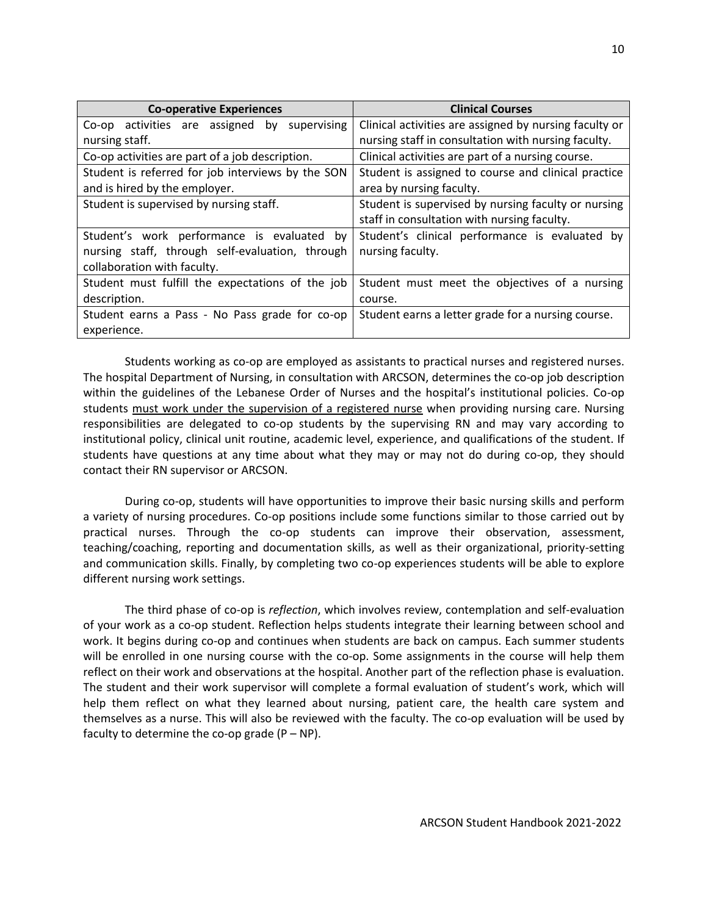| Co-operative Experiences | Clinical Courses |
| --- | --- |
| Co-op activities are assigned by supervising nursing staff. | Clinical activities are assigned by nursing faculty or nursing staff in consultation with nursing faculty. |
| Co-op activities are part of a job description. | Clinical activities are part of a nursing course. |
| Student is referred for job interviews by the SON and is hired by the employer. | Student is assigned to course and clinical practice area by nursing faculty. |
| Student is supervised by nursing staff. | Student is supervised by nursing faculty or nursing staff in consultation with nursing faculty. |
| Student's work performance is evaluated by nursing staff, through self-evaluation, through collaboration with faculty. | Student's clinical performance is evaluated by nursing faculty. |
| Student must fulfill the expectations of the job description. | Student must meet the objectives of a nursing course. |
| Student earns a Pass - No Pass grade for co-op experience. | Student earns a letter grade for a nursing course. |

Students working as co-op are employed as assistants to practical nurses and registered nurses. The hospital Department of Nursing, in consultation with ARCSON, determines the co-op job description within the guidelines of the Lebanese Order of Nurses and the hospital's institutional policies. Co-op students <u>must work under the supervision of a registered nurse</u> when providing nursing care. Nursing responsibilities are delegated to co-op students by the supervising RN and may vary according to institutional policy, clinical unit routine, academic level, experience, and qualifications of the student. If students have questions at any time about what they may or may not do during co-op, they should contact their RN supervisor or ARCSON.

During co-op, students will have opportunities to improve their basic nursing skills and perform a variety of nursing procedures. Co-op positions include some functions similar to those carried out by practical nurses. Through the co-op students can improve their observation, assessment, teaching/coaching, reporting and documentation skills, as well as their organizational, priority-setting and communication skills. Finally, by completing two co-op experiences students will be able to explore different nursing work settings.

The third phase of co-op is *reflection*, which involves review, contemplation and self-evaluation of your work as a co-op student. Reflection helps students integrate their learning between school and work. It begins during co-op and continues when students are back on campus. Each summer students will be enrolled in one nursing course with the co-op. Some assignments in the course will help them reflect on their work and observations at the hospital. Another part of the reflection phase is evaluation. The student and their work supervisor will complete a formal evaluation of student's work, which will help them reflect on what they learned about nursing, patient care, the health care system and themselves as a nurse. This will also be reviewed with the faculty. The co-op evaluation will be used by faculty to determine the co-op grade (P – NP).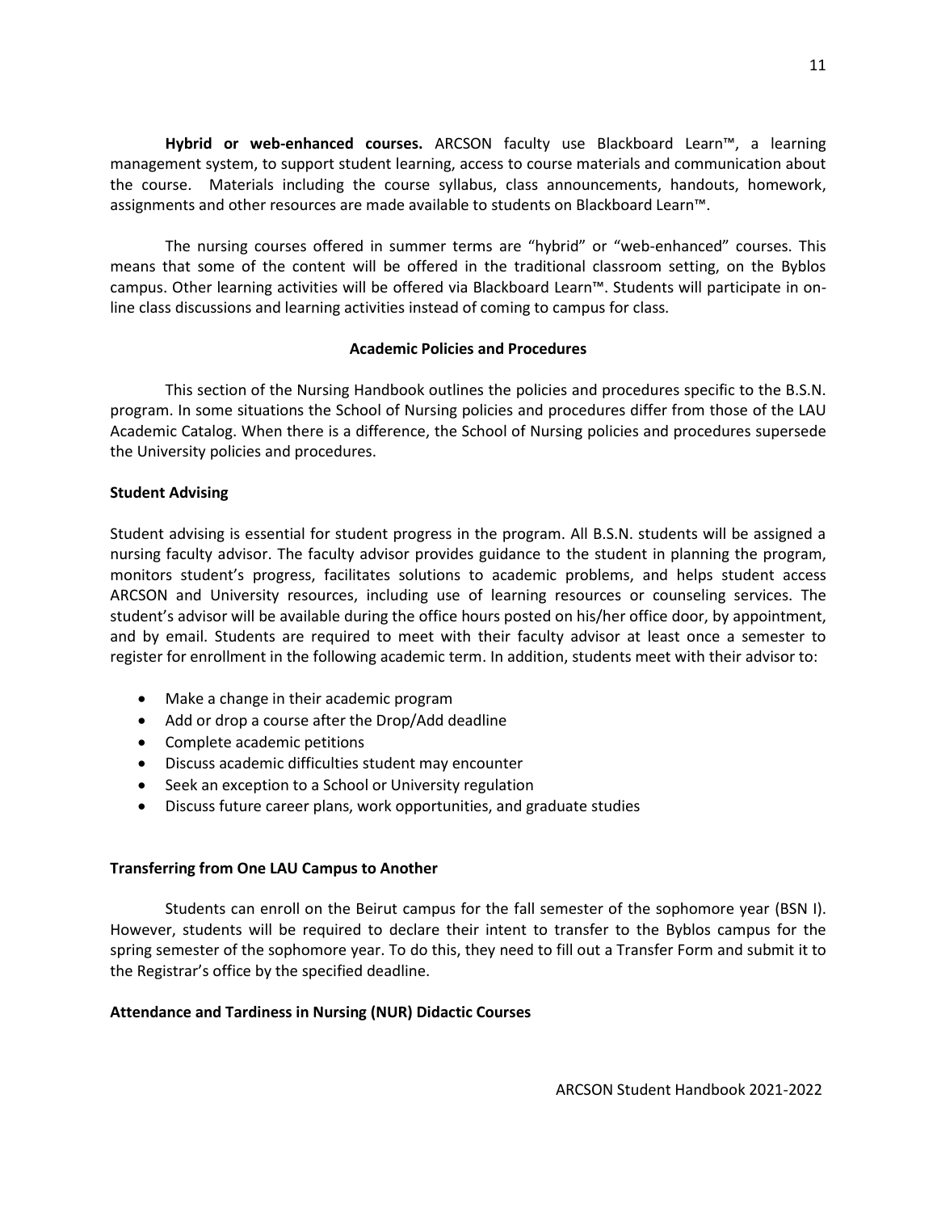**Hybrid or web-enhanced courses.** ARCSON faculty use Blackboard Learn™, a learning management system, to support student learning, access to course materials and communication about the course. Materials including the course syllabus, class announcements, handouts, homework, assignments and other resources are made available to students on Blackboard Learn™.

The nursing courses offered in summer terms are "hybrid" or "web-enhanced" courses. This means that some of the content will be offered in the traditional classroom setting, on the Byblos campus. Other learning activities will be offered via Blackboard Learn™. Students will participate in on-line class discussions and learning activities instead of coming to campus for class.

## Academic Policies and Procedures

This section of the Nursing Handbook outlines the policies and procedures specific to the B.S.N. program. In some situations the School of Nursing policies and procedures differ from those of the LAU Academic Catalog. When there is a difference, the School of Nursing policies and procedures supersede the University policies and procedures.

### Student Advising

Student advising is essential for student progress in the program. All B.S.N. students will be assigned a nursing faculty advisor. The faculty advisor provides guidance to the student in planning the program, monitors student's progress, facilitates solutions to academic problems, and helps student access ARCSON and University resources, including use of learning resources or counseling services. The student's advisor will be available during the office hours posted on his/her office door, by appointment, and by email. Students are required to meet with their faculty advisor at least once a semester to register for enrollment in the following academic term. In addition, students meet with their advisor to:

- Make a change in their academic program
- Add or drop a course after the Drop/Add deadline
- Complete academic petitions
- Discuss academic difficulties student may encounter
- Seek an exception to a School or University regulation
- Discuss future career plans, work opportunities, and graduate studies

### Transferring from One LAU Campus to Another

Students can enroll on the Beirut campus for the fall semester of the sophomore year (BSN I). However, students will be required to declare their intent to transfer to the Byblos campus for the spring semester of the sophomore year. To do this, they need to fill out a Transfer Form and submit it to the Registrar's office by the specified deadline.

### Attendance and Tardiness in Nursing (NUR) Didactic Courses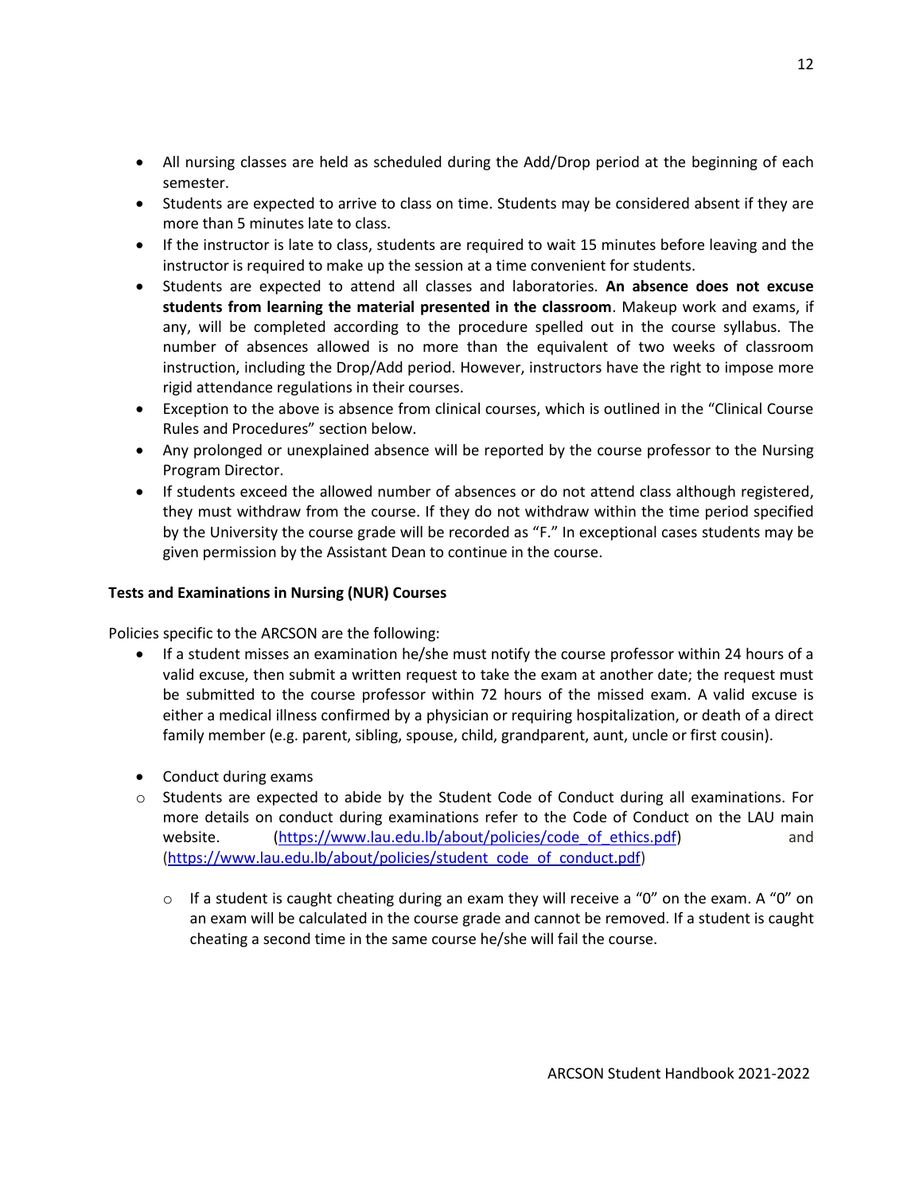- All nursing classes are held as scheduled during the Add/Drop period at the beginning of each semester.
- Students are expected to arrive to class on time. Students may be considered absent if they are more than 5 minutes late to class.
- If the instructor is late to class, students are required to wait 15 minutes before leaving and the instructor is required to make up the session at a time convenient for students.
- Students are expected to attend all classes and laboratories. **An absence does not excuse students from learning the material presented in the classroom**. Makeup work and exams, if any, will be completed according to the procedure spelled out in the course syllabus. The number of absences allowed is no more than the equivalent of two weeks of classroom instruction, including the Drop/Add period. However, instructors have the right to impose more rigid attendance regulations in their courses.
- Exception to the above is absence from clinical courses, which is outlined in the "Clinical Course Rules and Procedures" section below.
- Any prolonged or unexplained absence will be reported by the course professor to the Nursing Program Director.
- If students exceed the allowed number of absences or do not attend class although registered, they must withdraw from the course. If they do not withdraw within the time period specified by the University the course grade will be recorded as "F." In exceptional cases students may be given permission by the Assistant Dean to continue in the course.

**Tests and Examinations in Nursing (NUR) Courses**

Policies specific to the ARCSON are the following:

- If a student misses an examination he/she must notify the course professor within 24 hours of a valid excuse, then submit a written request to take the exam at another date; the request must be submitted to the course professor within 72 hours of the missed exam. A valid excuse is either a medical illness confirmed by a physician or requiring hospitalization, or death of a direct family member (e.g. parent, sibling, spouse, child, grandparent, aunt, uncle or first cousin).

- Conduct during exams
  - Students are expected to abide by the Student Code of Conduct during all examinations. For more details on conduct during examinations refer to the Code of Conduct on the LAU main website. (https://www.lau.edu.lb/about/policies/code_of_ethics.pdf) and (https://www.lau.edu.lb/about/policies/student_code_of_conduct.pdf)
  - If a student is caught cheating during an exam they will receive a "0" on the exam. A "0" on an exam will be calculated in the course grade and cannot be removed. If a student is caught cheating a second time in the same course he/she will fail the course.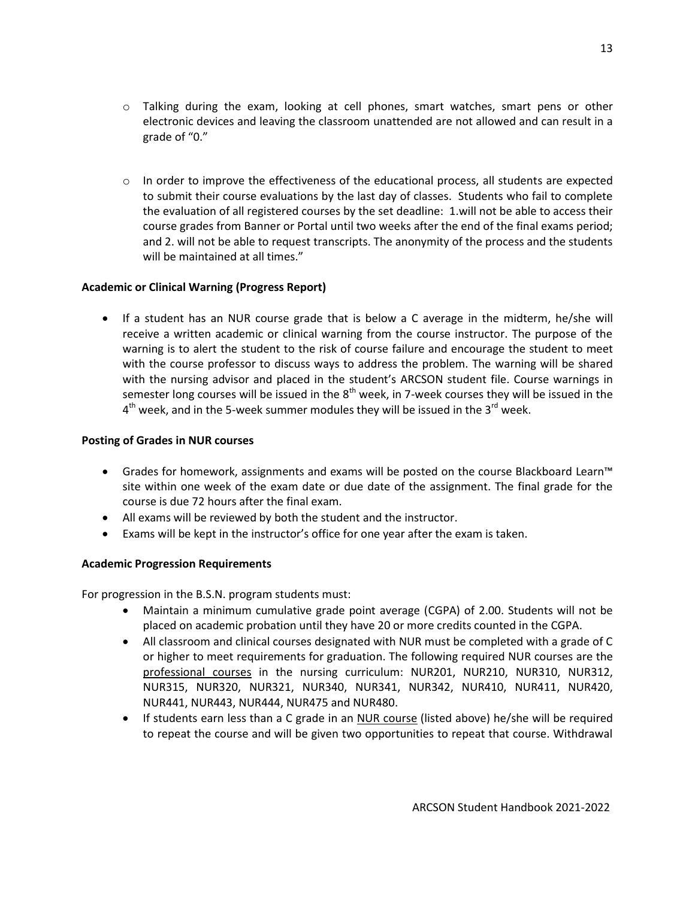- Talking during the exam, looking at cell phones, smart watches, smart pens or other electronic devices and leaving the classroom unattended are not allowed and can result in a grade of "0."

- In order to improve the effectiveness of the educational process, all students are expected to submit their course evaluations by the last day of classes. Students who fail to complete the evaluation of all registered courses by the set deadline: 1.will not be able to access their course grades from Banner or Portal until two weeks after the end of the final exams period; and 2. will not be able to request transcripts. The anonymity of the process and the students will be maintained at all times."

**Academic or Clinical Warning (Progress Report)**

- If a student has an NUR course grade that is below a C average in the midterm, he/she will receive a written academic or clinical warning from the course instructor. The purpose of the warning is to alert the student to the risk of course failure and encourage the student to meet with the course professor to discuss ways to address the problem. The warning will be shared with the nursing advisor and placed in the student's ARCSON student file. Course warnings in semester long courses will be issued in the 8th week, in 7-week courses they will be issued in the 4th week, and in the 5-week summer modules they will be issued in the 3rd week.

**Posting of Grades in NUR courses**

- Grades for homework, assignments and exams will be posted on the course Blackboard Learn™ site within one week of the exam date or due date of the assignment. The final grade for the course is due 72 hours after the final exam.
- All exams will be reviewed by both the student and the instructor.
- Exams will be kept in the instructor's office for one year after the exam is taken.

**Academic Progression Requirements**

For progression in the B.S.N. program students must:

- Maintain a minimum cumulative grade point average (CGPA) of 2.00. Students will not be placed on academic probation until they have 20 or more credits counted in the CGPA.
- All classroom and clinical courses designated with NUR must be completed with a grade of C or higher to meet requirements for graduation. The following required NUR courses are the professional courses in the nursing curriculum: NUR201, NUR210, NUR310, NUR312, NUR315, NUR320, NUR321, NUR340, NUR341, NUR342, NUR410, NUR411, NUR420, NUR441, NUR443, NUR444, NUR475 and NUR480.
- If students earn less than a C grade in an NUR course (listed above) he/she will be required to repeat the course and will be given two opportunities to repeat that course. Withdrawal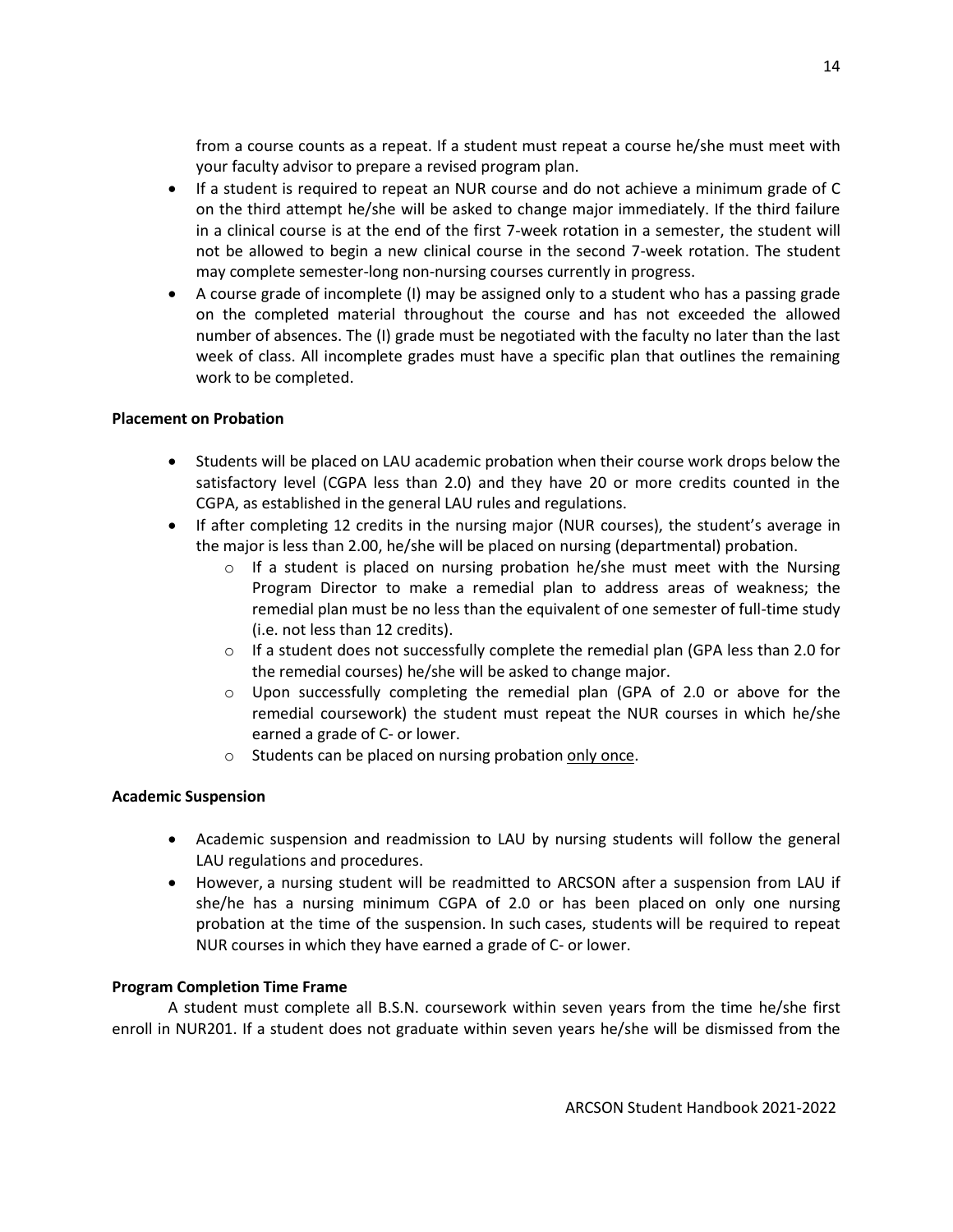from a course counts as a repeat. If a student must repeat a course he/she must meet with your faculty advisor to prepare a revised program plan.

- If a student is required to repeat an NUR course and do not achieve a minimum grade of C on the third attempt he/she will be asked to change major immediately. If the third failure in a clinical course is at the end of the first 7-week rotation in a semester, the student will not be allowed to begin a new clinical course in the second 7-week rotation. The student may complete semester-long non-nursing courses currently in progress.
- A course grade of incomplete (I) may be assigned only to a student who has a passing grade on the completed material throughout the course and has not exceeded the allowed number of absences. The (I) grade must be negotiated with the faculty no later than the last week of class. All incomplete grades must have a specific plan that outlines the remaining work to be completed.

**Placement on Probation**

- Students will be placed on LAU academic probation when their course work drops below the satisfactory level (CGPA less than 2.0) and they have 20 or more credits counted in the CGPA, as established in the general LAU rules and regulations.
- If after completing 12 credits in the nursing major (NUR courses), the student's average in the major is less than 2.00, he/she will be placed on nursing (departmental) probation.
    - If a student is placed on nursing probation he/she must meet with the Nursing Program Director to make a remedial plan to address areas of weakness; the remedial plan must be no less than the equivalent of one semester of full-time study (i.e. not less than 12 credits).
    - If a student does not successfully complete the remedial plan (GPA less than 2.0 for the remedial courses) he/she will be asked to change major.
    - Upon successfully completing the remedial plan (GPA of 2.0 or above for the remedial coursework) the student must repeat the NUR courses in which he/she earned a grade of C- or lower.
    - Students can be placed on nursing probation only once.

**Academic Suspension**

- Academic suspension and readmission to LAU by nursing students will follow the general LAU regulations and procedures.
- However, a nursing student will be readmitted to ARCSON after a suspension from LAU if she/he has a nursing minimum CGPA of 2.0 or has been placed on only one nursing probation at the time of the suspension. In such cases, students will be required to repeat NUR courses in which they have earned a grade of C- or lower.

**Program Completion Time Frame**

A student must complete all B.S.N. coursework within seven years from the time he/she first enroll in NUR201. If a student does not graduate within seven years he/she will be dismissed from the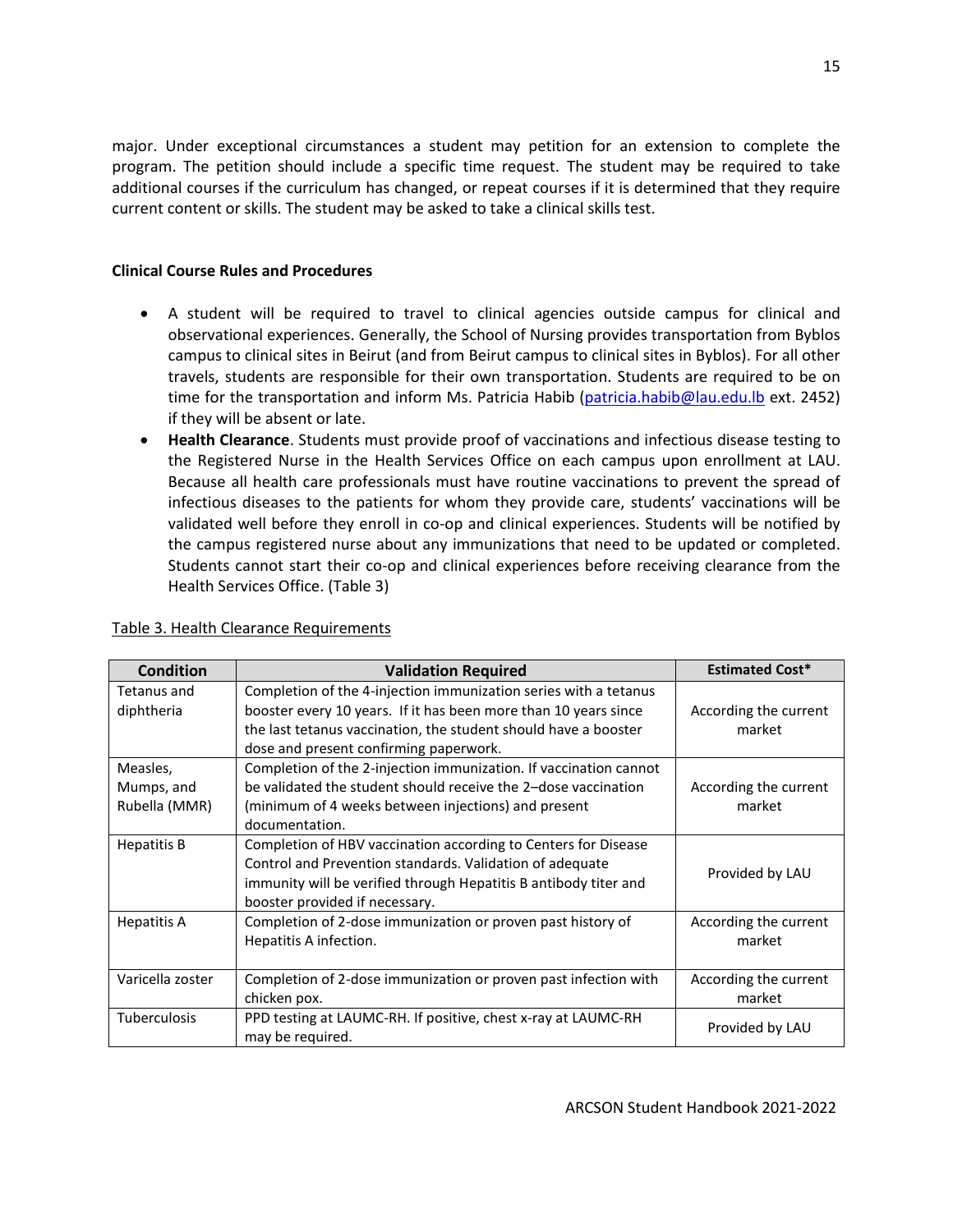major. Under exceptional circumstances a student may petition for an extension to complete the program. The petition should include a specific time request. The student may be required to take additional courses if the curriculum has changed, or repeat courses if it is determined that they require current content or skills. The student may be asked to take a clinical skills test.

**Clinical Course Rules and Procedures**

- A student will be required to travel to clinical agencies outside campus for clinical and observational experiences. Generally, the School of Nursing provides transportation from Byblos campus to clinical sites in Beirut (and from Beirut campus to clinical sites in Byblos). For all other travels, students are responsible for their own transportation. Students are required to be on time for the transportation and inform Ms. Patricia Habib (patricia.habib@lau.edu.lb ext. 2452) if they will be absent or late.
- **Health Clearance**. Students must provide proof of vaccinations and infectious disease testing to the Registered Nurse in the Health Services Office on each campus upon enrollment at LAU. Because all health care professionals must have routine vaccinations to prevent the spread of infectious diseases to the patients for whom they provide care, students' vaccinations will be validated well before they enroll in co-op and clinical experiences. Students will be notified by the campus registered nurse about any immunizations that need to be updated or completed. Students cannot start their co-op and clinical experiences before receiving clearance from the Health Services Office. (Table 3)

Table 3. Health Clearance Requirements

| Condition | Validation Required | Estimated Cost* |
|---|---|---|
| Tetanus and diphtheria | Completion of the 4-injection immunization series with a tetanus booster every 10 years. If it has been more than 10 years since the last tetanus vaccination, the student should have a booster dose and present confirming paperwork. | According the current market |
| Measles, Mumps, and Rubella (MMR) | Completion of the 2-injection immunization. If vaccination cannot be validated the student should receive the 2–dose vaccination (minimum of 4 weeks between injections) and present documentation. | According the current market |
| Hepatitis B | Completion of HBV vaccination according to Centers for Disease Control and Prevention standards. Validation of adequate immunity will be verified through Hepatitis B antibody titer and booster provided if necessary. | Provided by LAU |
| Hepatitis A | Completion of 2-dose immunization or proven past history of Hepatitis A infection. | According the current market |
| Varicella zoster | Completion of 2-dose immunization or proven past infection with chicken pox. | According the current market |
| Tuberculosis | PPD testing at LAUMC-RH. If positive, chest x-ray at LAUMC-RH may be required. | Provided by LAU |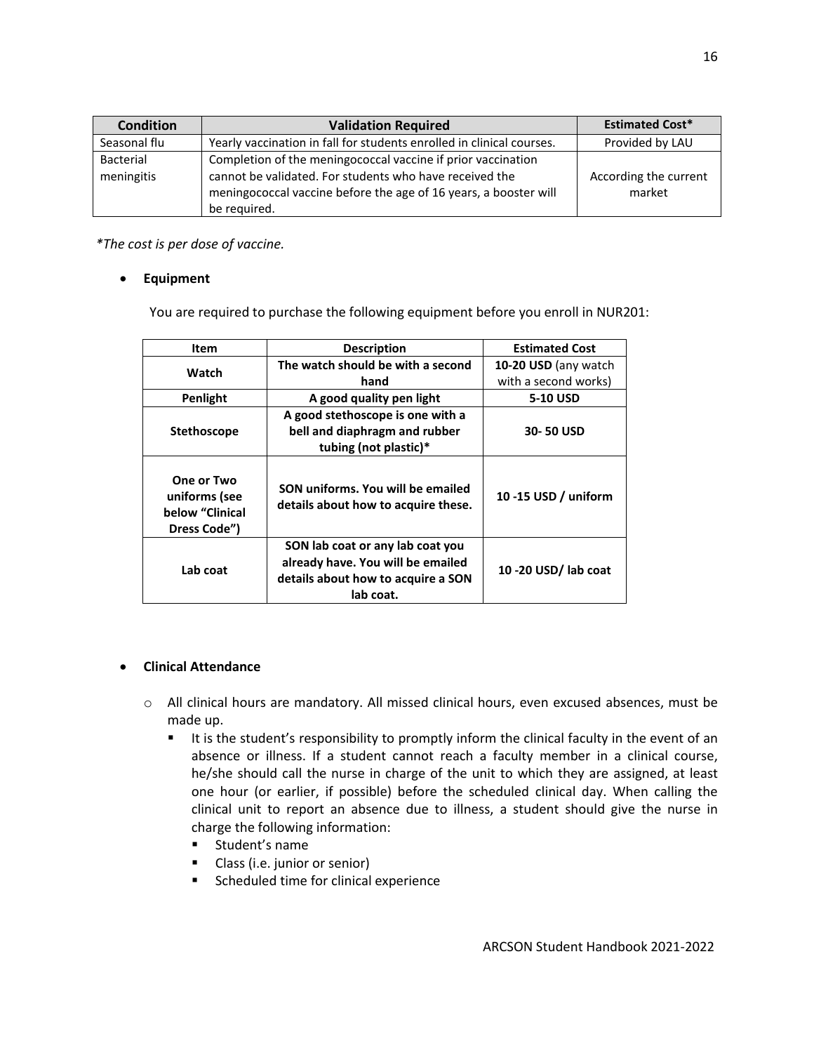| Condition | Validation Required | Estimated Cost* |
| --- | --- | --- |
| Seasonal flu | Yearly vaccination in fall for students enrolled in clinical courses. | Provided by LAU |
| Bacterial meningitis | Completion of the meningococcal vaccine if prior vaccination cannot be validated. For students who have received the meningococcal vaccine before the age of 16 years, a booster will be required. | According the current market |

*\*The cost is per dose of vaccine.*

- **Equipment**

  You are required to purchase the following equipment before you enroll in NUR201:

| Item | Description | Estimated Cost |
| --- | --- | --- |
| **Watch** | **The watch should be with a second hand** | **10-20 USD** (any watch with a second works) |
| **Penlight** | **A good quality pen light** | **5-10 USD** |
| **Stethoscope** | **A good stethoscope is one with a bell and diaphragm and rubber tubing (not plastic)*** | **30- 50 USD** |
| **One or Two uniforms (see below "Clinical Dress Code")** | **SON uniforms. You will be emailed details about how to acquire these.** | **10 -15 USD / uniform** |
| **Lab coat** | **SON lab coat or any lab coat you already have. You will be emailed details about how to acquire a SON lab coat.** | **10 -20 USD/ lab coat** |

- **Clinical Attendance**
  - All clinical hours are mandatory. All missed clinical hours, even excused absences, must be made up.
    - It is the student's responsibility to promptly inform the clinical faculty in the event of an absence or illness. If a student cannot reach a faculty member in a clinical course, he/she should call the nurse in charge of the unit to which they are assigned, at least one hour (or earlier, if possible) before the scheduled clinical day. When calling the clinical unit to report an absence due to illness, a student should give the nurse in charge the following information:
      - Student's name
      - Class (i.e. junior or senior)
      - Scheduled time for clinical experience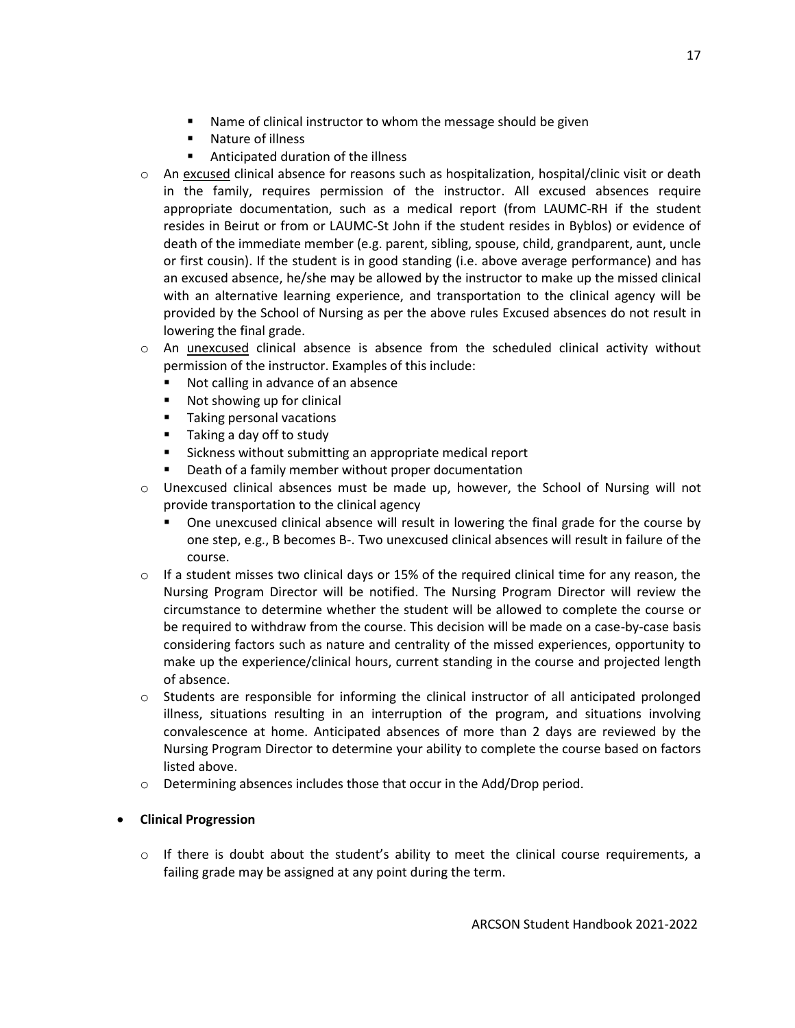- Name of clinical instructor to whom the message should be given
      - Nature of illness
      - Anticipated duration of the illness
  - An <u>excused</u> clinical absence for reasons such as hospitalization, hospital/clinic visit or death in the family, requires permission of the instructor. All excused absences require appropriate documentation, such as a medical report (from LAUMC-RH if the student resides in Beirut or from or LAUMC-St John if the student resides in Byblos) or evidence of death of the immediate member (e.g. parent, sibling, spouse, child, grandparent, aunt, uncle or first cousin). If the student is in good standing (i.e. above average performance) and has an excused absence, he/she may be allowed by the instructor to make up the missed clinical with an alternative learning experience, and transportation to the clinical agency will be provided by the School of Nursing as per the above rules Excused absences do not result in lowering the final grade.
  - An <u>unexcused</u> clinical absence is absence from the scheduled clinical activity without permission of the instructor. Examples of this include:
      - Not calling in advance of an absence
      - Not showing up for clinical
      - Taking personal vacations
      - Taking a day off to study
      - Sickness without submitting an appropriate medical report
      - Death of a family member without proper documentation
  - Unexcused clinical absences must be made up, however, the School of Nursing will not provide transportation to the clinical agency
      - One unexcused clinical absence will result in lowering the final grade for the course by one step, e.g., B becomes B-. Two unexcused clinical absences will result in failure of the course.
  - If a student misses two clinical days or 15% of the required clinical time for any reason, the Nursing Program Director will be notified. The Nursing Program Director will review the circumstance to determine whether the student will be allowed to complete the course or be required to withdraw from the course. This decision will be made on a case-by-case basis considering factors such as nature and centrality of the missed experiences, opportunity to make up the experience/clinical hours, current standing in the course and projected length of absence.
  - Students are responsible for informing the clinical instructor of all anticipated prolonged illness, situations resulting in an interruption of the program, and situations involving convalescence at home. Anticipated absences of more than 2 days are reviewed by the Nursing Program Director to determine your ability to complete the course based on factors listed above.
  - Determining absences includes those that occur in the Add/Drop period.

- **Clinical Progression**

  - If there is doubt about the student's ability to meet the clinical course requirements, a failing grade may be assigned at any point during the term.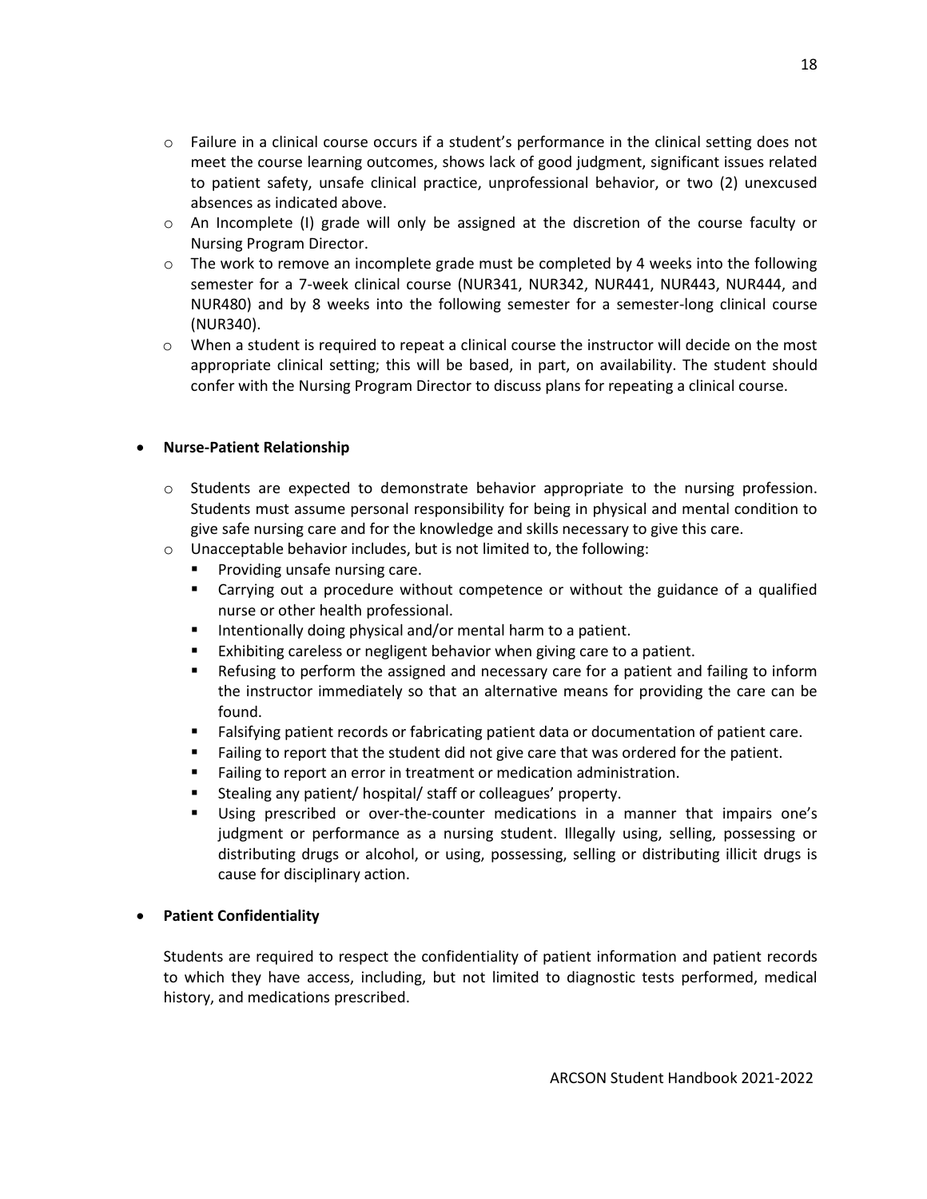- Failure in a clinical course occurs if a student's performance in the clinical setting does not meet the course learning outcomes, shows lack of good judgment, significant issues related to patient safety, unsafe clinical practice, unprofessional behavior, or two (2) unexcused absences as indicated above.
  - An Incomplete (I) grade will only be assigned at the discretion of the course faculty or Nursing Program Director.
  - The work to remove an incomplete grade must be completed by 4 weeks into the following semester for a 7-week clinical course (NUR341, NUR342, NUR441, NUR443, NUR444, and NUR480) and by 8 weeks into the following semester for a semester-long clinical course (NUR340).
  - When a student is required to repeat a clinical course the instructor will decide on the most appropriate clinical setting; this will be based, in part, on availability. The student should confer with the Nursing Program Director to discuss plans for repeating a clinical course.

- **Nurse-Patient Relationship**
  - Students are expected to demonstrate behavior appropriate to the nursing profession. Students must assume personal responsibility for being in physical and mental condition to give safe nursing care and for the knowledge and skills necessary to give this care.
  - Unacceptable behavior includes, but is not limited to, the following:
    - Providing unsafe nursing care.
    - Carrying out a procedure without competence or without the guidance of a qualified nurse or other health professional.
    - Intentionally doing physical and/or mental harm to a patient.
    - Exhibiting careless or negligent behavior when giving care to a patient.
    - Refusing to perform the assigned and necessary care for a patient and failing to inform the instructor immediately so that an alternative means for providing the care can be found.
    - Falsifying patient records or fabricating patient data or documentation of patient care.
    - Failing to report that the student did not give care that was ordered for the patient.
    - Failing to report an error in treatment or medication administration.
    - Stealing any patient/ hospital/ staff or colleagues' property.
    - Using prescribed or over-the-counter medications in a manner that impairs one's judgment or performance as a nursing student. Illegally using, selling, possessing or distributing drugs or alcohol, or using, possessing, selling or distributing illicit drugs is cause for disciplinary action.

- **Patient Confidentiality**

  Students are required to respect the confidentiality of patient information and patient records to which they have access, including, but not limited to diagnostic tests performed, medical history, and medications prescribed.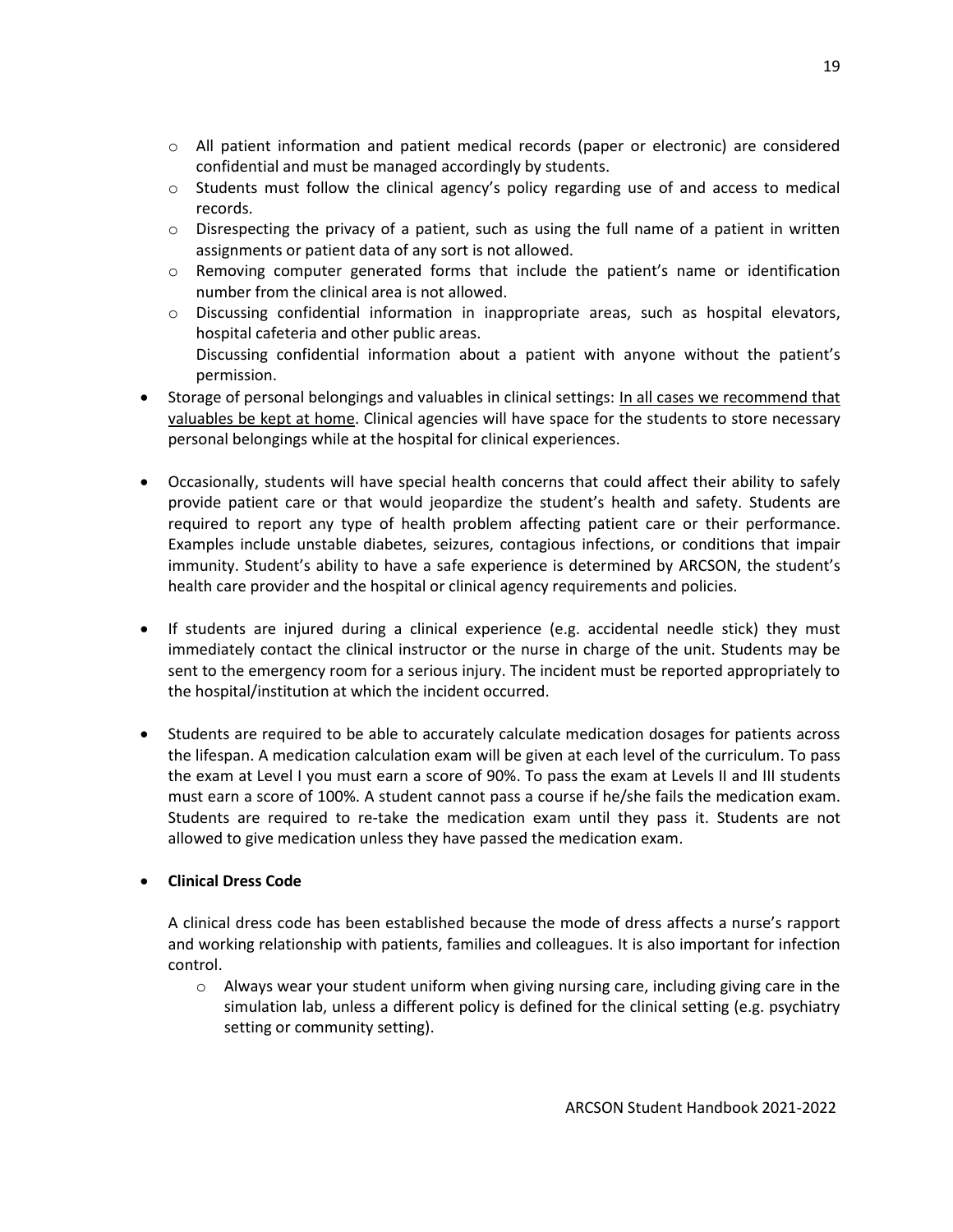- All patient information and patient medical records (paper or electronic) are considered confidential and must be managed accordingly by students.
  - Students must follow the clinical agency's policy regarding use of and access to medical records.
  - Disrespecting the privacy of a patient, such as using the full name of a patient in written assignments or patient data of any sort is not allowed.
  - Removing computer generated forms that include the patient's name or identification number from the clinical area is not allowed.
  - Discussing confidential information in inappropriate areas, such as hospital elevators, hospital cafeteria and other public areas.
    Discussing confidential information about a patient with anyone without the patient's permission.
- Storage of personal belongings and valuables in clinical settings: <u>In all cases we recommend that valuables be kept at home</u>. Clinical agencies will have space for the students to store necessary personal belongings while at the hospital for clinical experiences.

- Occasionally, students will have special health concerns that could affect their ability to safely provide patient care or that would jeopardize the student's health and safety. Students are required to report any type of health problem affecting patient care or their performance. Examples include unstable diabetes, seizures, contagious infections, or conditions that impair immunity. Student's ability to have a safe experience is determined by ARCSON, the student's health care provider and the hospital or clinical agency requirements and policies.

- If students are injured during a clinical experience (e.g. accidental needle stick) they must immediately contact the clinical instructor or the nurse in charge of the unit. Students may be sent to the emergency room for a serious injury. The incident must be reported appropriately to the hospital/institution at which the incident occurred.

- Students are required to be able to accurately calculate medication dosages for patients across the lifespan. A medication calculation exam will be given at each level of the curriculum. To pass the exam at Level I you must earn a score of 90%. To pass the exam at Levels II and III students must earn a score of 100%. A student cannot pass a course if he/she fails the medication exam. Students are required to re-take the medication exam until they pass it. Students are not allowed to give medication unless they have passed the medication exam.

- **Clinical Dress Code**

  A clinical dress code has been established because the mode of dress affects a nurse's rapport and working relationship with patients, families and colleagues. It is also important for infection control.

  - Always wear your student uniform when giving nursing care, including giving care in the simulation lab, unless a different policy is defined for the clinical setting (e.g. psychiatry setting or community setting).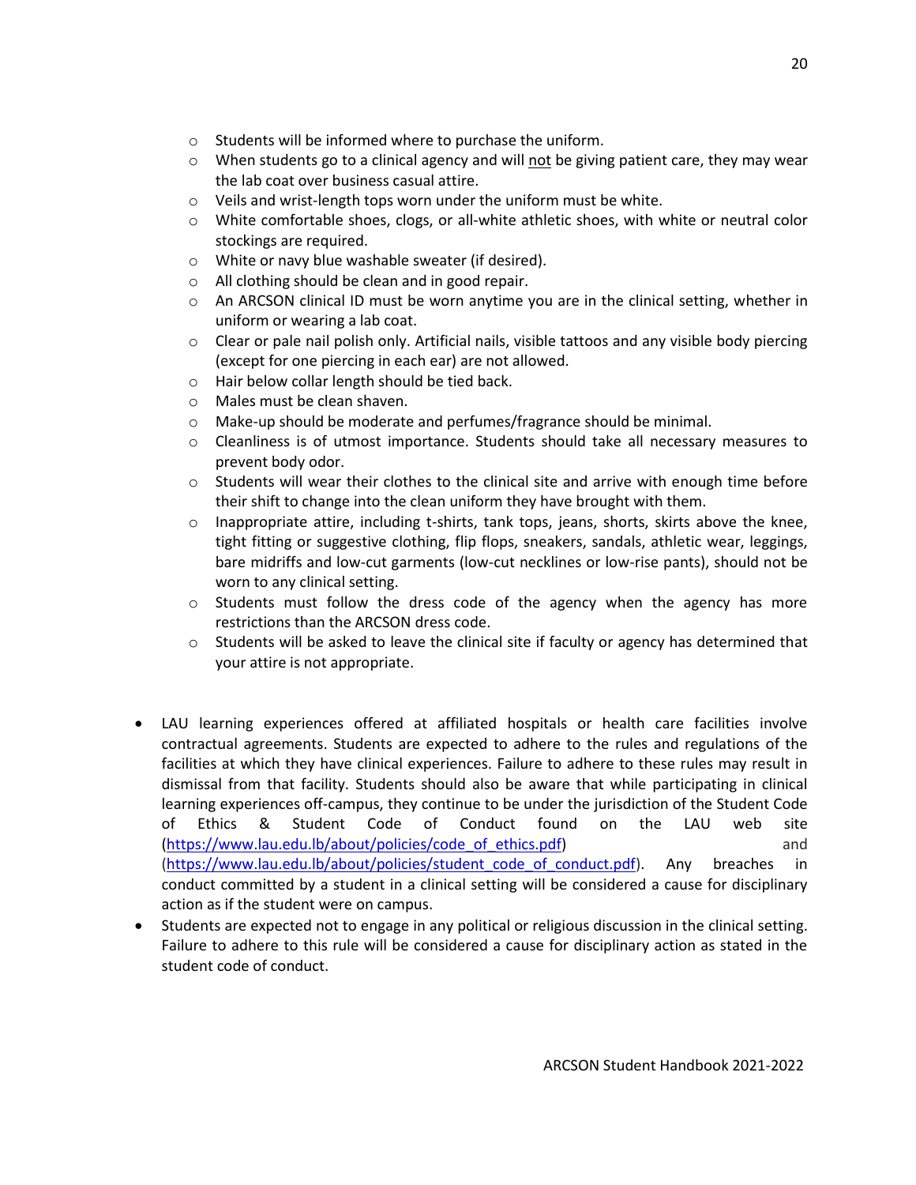- Students will be informed where to purchase the uniform.
  - When students go to a clinical agency and will <u>not</u> be giving patient care, they may wear the lab coat over business casual attire.
  - Veils and wrist-length tops worn under the uniform must be white.
  - White comfortable shoes, clogs, or all-white athletic shoes, with white or neutral color stockings are required.
  - White or navy blue washable sweater (if desired).
  - All clothing should be clean and in good repair.
  - An ARCSON clinical ID must be worn anytime you are in the clinical setting, whether in uniform or wearing a lab coat.
  - Clear or pale nail polish only. Artificial nails, visible tattoos and any visible body piercing (except for one piercing in each ear) are not allowed.
  - Hair below collar length should be tied back.
  - Males must be clean shaven.
  - Make-up should be moderate and perfumes/fragrance should be minimal.
  - Cleanliness is of utmost importance. Students should take all necessary measures to prevent body odor.
  - Students will wear their clothes to the clinical site and arrive with enough time before their shift to change into the clean uniform they have brought with them.
  - Inappropriate attire, including t-shirts, tank tops, jeans, shorts, skirts above the knee, tight fitting or suggestive clothing, flip flops, sneakers, sandals, athletic wear, leggings, bare midriffs and low-cut garments (low-cut necklines or low-rise pants), should not be worn to any clinical setting.
  - Students must follow the dress code of the agency when the agency has more restrictions than the ARCSON dress code.
  - Students will be asked to leave the clinical site if faculty or agency has determined that your attire is not appropriate.

- LAU learning experiences offered at affiliated hospitals or health care facilities involve contractual agreements. Students are expected to adhere to the rules and regulations of the facilities at which they have clinical experiences. Failure to adhere to these rules may result in dismissal from that facility. Students should also be aware that while participating in clinical learning experiences off-campus, they continue to be under the jurisdiction of the Student Code of Ethics & Student Code of Conduct found on the LAU web site (https://www.lau.edu.lb/about/policies/code_of_ethics.pdf) and (https://www.lau.edu.lb/about/policies/student_code_of_conduct.pdf). Any breaches in conduct committed by a student in a clinical setting will be considered a cause for disciplinary action as if the student were on campus.
- Students are expected not to engage in any political or religious discussion in the clinical setting. Failure to adhere to this rule will be considered a cause for disciplinary action as stated in the student code of conduct.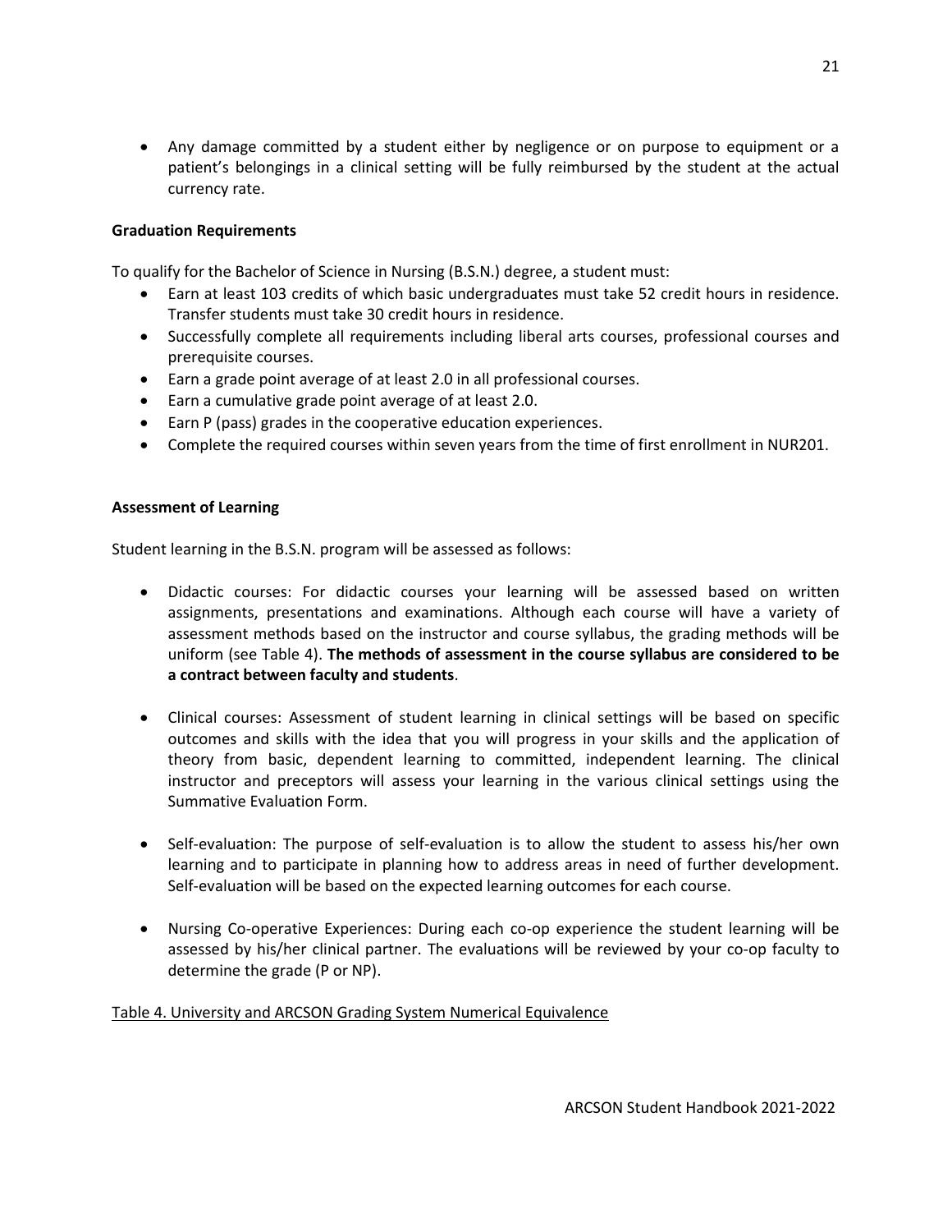- Any damage committed by a student either by negligence or on purpose to equipment or a patient's belongings in a clinical setting will be fully reimbursed by the student at the actual currency rate.

**Graduation Requirements**

To qualify for the Bachelor of Science in Nursing (B.S.N.) degree, a student must:

- Earn at least 103 credits of which basic undergraduates must take 52 credit hours in residence. Transfer students must take 30 credit hours in residence.
- Successfully complete all requirements including liberal arts courses, professional courses and prerequisite courses.
- Earn a grade point average of at least 2.0 in all professional courses.
- Earn a cumulative grade point average of at least 2.0.
- Earn P (pass) grades in the cooperative education experiences.
- Complete the required courses within seven years from the time of first enrollment in NUR201.

**Assessment of Learning**

Student learning in the B.S.N. program will be assessed as follows:

- Didactic courses: For didactic courses your learning will be assessed based on written assignments, presentations and examinations. Although each course will have a variety of assessment methods based on the instructor and course syllabus, the grading methods will be uniform (see Table 4). **The methods of assessment in the course syllabus are considered to be a contract between faculty and students**.

- Clinical courses: Assessment of student learning in clinical settings will be based on specific outcomes and skills with the idea that you will progress in your skills and the application of theory from basic, dependent learning to committed, independent learning. The clinical instructor and preceptors will assess your learning in the various clinical settings using the Summative Evaluation Form.

- Self-evaluation: The purpose of self-evaluation is to allow the student to assess his/her own learning and to participate in planning how to address areas in need of further development. Self-evaluation will be based on the expected learning outcomes for each course.

- Nursing Co-operative Experiences: During each co-op experience the student learning will be assessed by his/her clinical partner. The evaluations will be reviewed by your co-op faculty to determine the grade (P or NP).

Table 4. University and ARCSON Grading System Numerical Equivalence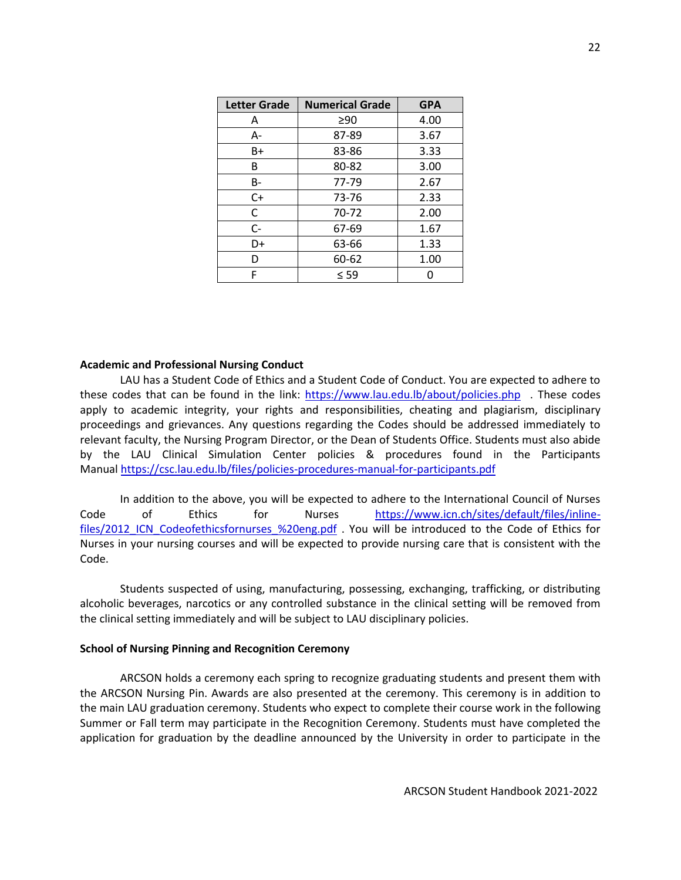| Letter Grade | Numerical Grade | GPA |
|---|---|---|
| A | ≥90 | 4.00 |
| A- | 87-89 | 3.67 |
| B+ | 83-86 | 3.33 |
| B | 80-82 | 3.00 |
| B- | 77-79 | 2.67 |
| C+ | 73-76 | 2.33 |
| C | 70-72 | 2.00 |
| C- | 67-69 | 1.67 |
| D+ | 63-66 | 1.33 |
| D | 60-62 | 1.00 |
| F | ≤ 59 | 0 |

**Academic and Professional Nursing Conduct**

LAU has a Student Code of Ethics and a Student Code of Conduct. You are expected to adhere to these codes that can be found in the link: https://www.lau.edu.lb/about/policies.php . These codes apply to academic integrity, your rights and responsibilities, cheating and plagiarism, disciplinary proceedings and grievances. Any questions regarding the Codes should be addressed immediately to relevant faculty, the Nursing Program Director, or the Dean of Students Office. Students must also abide by the LAU Clinical Simulation Center policies & procedures found in the Participants Manual https://csc.lau.edu.lb/files/policies-procedures-manual-for-participants.pdf

In addition to the above, you will be expected to adhere to the International Council of Nurses Code of Ethics for Nurses https://www.icn.ch/sites/default/files/inline-files/2012_ICN_Codeofethicsfornurses_%20eng.pdf . You will be introduced to the Code of Ethics for Nurses in your nursing courses and will be expected to provide nursing care that is consistent with the Code.

Students suspected of using, manufacturing, possessing, exchanging, trafficking, or distributing alcoholic beverages, narcotics or any controlled substance in the clinical setting will be removed from the clinical setting immediately and will be subject to LAU disciplinary policies.

**School of Nursing Pinning and Recognition Ceremony**

ARCSON holds a ceremony each spring to recognize graduating students and present them with the ARCSON Nursing Pin. Awards are also presented at the ceremony. This ceremony is in addition to the main LAU graduation ceremony. Students who expect to complete their course work in the following Summer or Fall term may participate in the Recognition Ceremony. Students must have completed the application for graduation by the deadline announced by the University in order to participate in the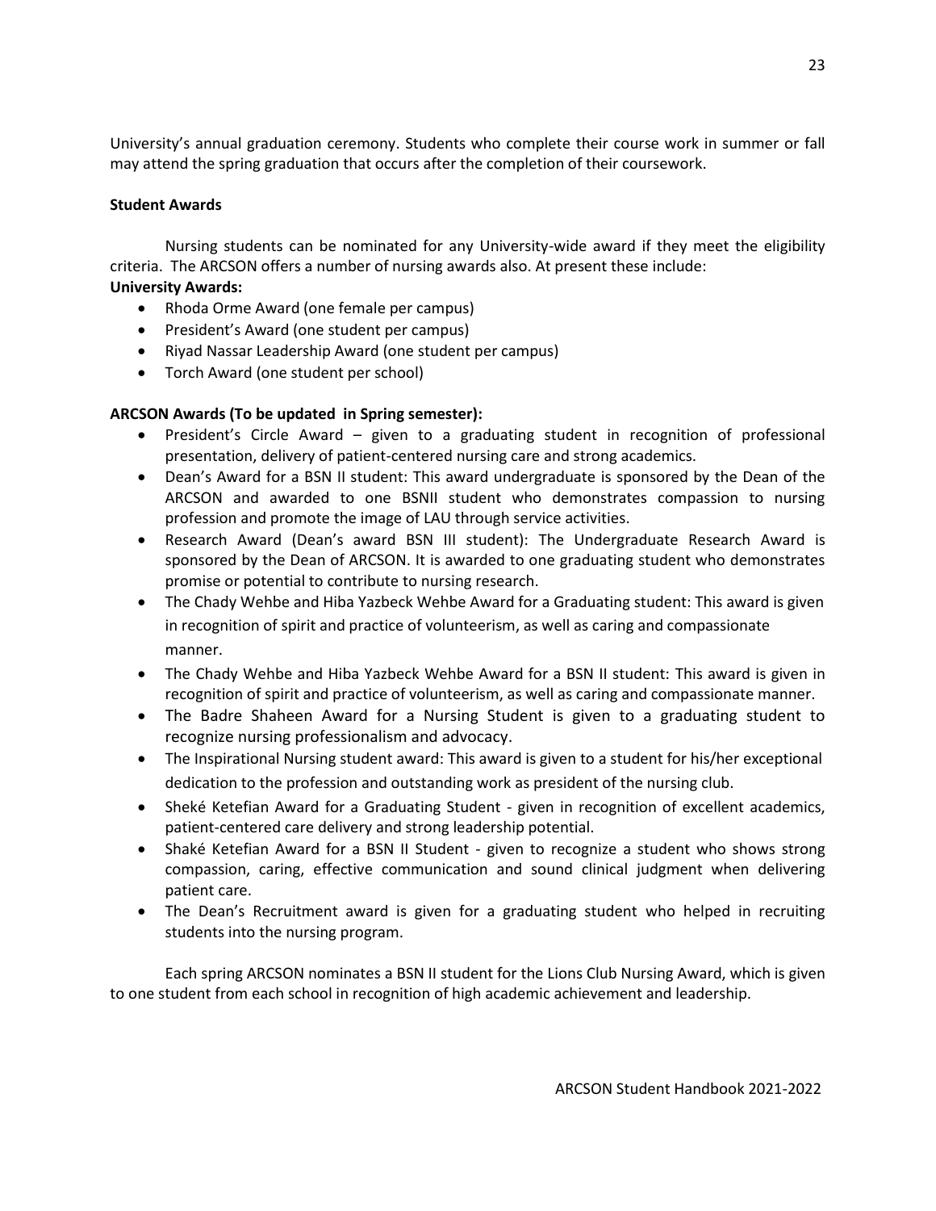University's annual graduation ceremony. Students who complete their course work in summer or fall may attend the spring graduation that occurs after the completion of their coursework.

**Student Awards**

Nursing students can be nominated for any University-wide award if they meet the eligibility criteria. The ARCSON offers a number of nursing awards also. At present these include:

**University Awards:**

- Rhoda Orme Award (one female per campus)
- President's Award (one student per campus)
- Riyad Nassar Leadership Award (one student per campus)
- Torch Award (one student per school)

**ARCSON Awards (To be updated in Spring semester):**

- President's Circle Award – given to a graduating student in recognition of professional presentation, delivery of patient-centered nursing care and strong academics.
- Dean's Award for a BSN II student: This award undergraduate is sponsored by the Dean of the ARCSON and awarded to one BSNII student who demonstrates compassion to nursing profession and promote the image of LAU through service activities.
- Research Award (Dean's award BSN III student): The Undergraduate Research Award is sponsored by the Dean of ARCSON. It is awarded to one graduating student who demonstrates promise or potential to contribute to nursing research.
- The Chady Wehbe and Hiba Yazbeck Wehbe Award for a Graduating student: This award is given in recognition of spirit and practice of volunteerism, as well as caring and compassionate manner.
- The Chady Wehbe and Hiba Yazbeck Wehbe Award for a BSN II student: This award is given in recognition of spirit and practice of volunteerism, as well as caring and compassionate manner.
- The Badre Shaheen Award for a Nursing Student is given to a graduating student to recognize nursing professionalism and advocacy.
- The Inspirational Nursing student award: This award is given to a student for his/her exceptional dedication to the profession and outstanding work as president of the nursing club.
- Sheké Ketefian Award for a Graduating Student - given in recognition of excellent academics, patient-centered care delivery and strong leadership potential.
- Shaké Ketefian Award for a BSN II Student - given to recognize a student who shows strong compassion, caring, effective communication and sound clinical judgment when delivering patient care.
- The Dean's Recruitment award is given for a graduating student who helped in recruiting students into the nursing program.

Each spring ARCSON nominates a BSN II student for the Lions Club Nursing Award, which is given to one student from each school in recognition of high academic achievement and leadership.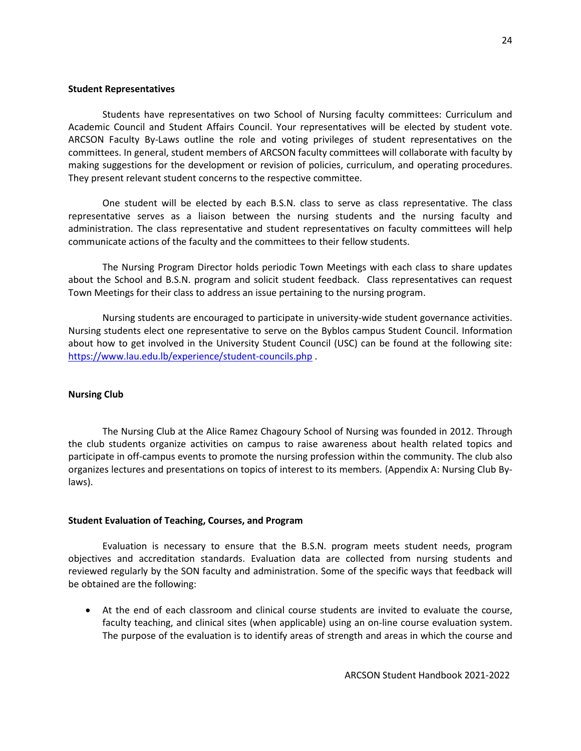**Student Representatives**

Students have representatives on two School of Nursing faculty committees: Curriculum and Academic Council and Student Affairs Council. Your representatives will be elected by student vote. ARCSON Faculty By-Laws outline the role and voting privileges of student representatives on the committees. In general, student members of ARCSON faculty committees will collaborate with faculty by making suggestions for the development or revision of policies, curriculum, and operating procedures. They present relevant student concerns to the respective committee.

One student will be elected by each B.S.N. class to serve as class representative. The class representative serves as a liaison between the nursing students and the nursing faculty and administration. The class representative and student representatives on faculty committees will help communicate actions of the faculty and the committees to their fellow students.

The Nursing Program Director holds periodic Town Meetings with each class to share updates about the School and B.S.N. program and solicit student feedback. Class representatives can request Town Meetings for their class to address an issue pertaining to the nursing program.

Nursing students are encouraged to participate in university-wide student governance activities. Nursing students elect one representative to serve on the Byblos campus Student Council. Information about how to get involved in the University Student Council (USC) can be found at the following site: https://www.lau.edu.lb/experience/student-councils.php .

**Nursing Club**

The Nursing Club at the Alice Ramez Chagoury School of Nursing was founded in 2012. Through the club students organize activities on campus to raise awareness about health related topics and participate in off-campus events to promote the nursing profession within the community. The club also organizes lectures and presentations on topics of interest to its members. (Appendix A: Nursing Club By-laws).

**Student Evaluation of Teaching, Courses, and Program**

Evaluation is necessary to ensure that the B.S.N. program meets student needs, program objectives and accreditation standards. Evaluation data are collected from nursing students and reviewed regularly by the SON faculty and administration. Some of the specific ways that feedback will be obtained are the following:

- At the end of each classroom and clinical course students are invited to evaluate the course, faculty teaching, and clinical sites (when applicable) using an on-line course evaluation system. The purpose of the evaluation is to identify areas of strength and areas in which the course and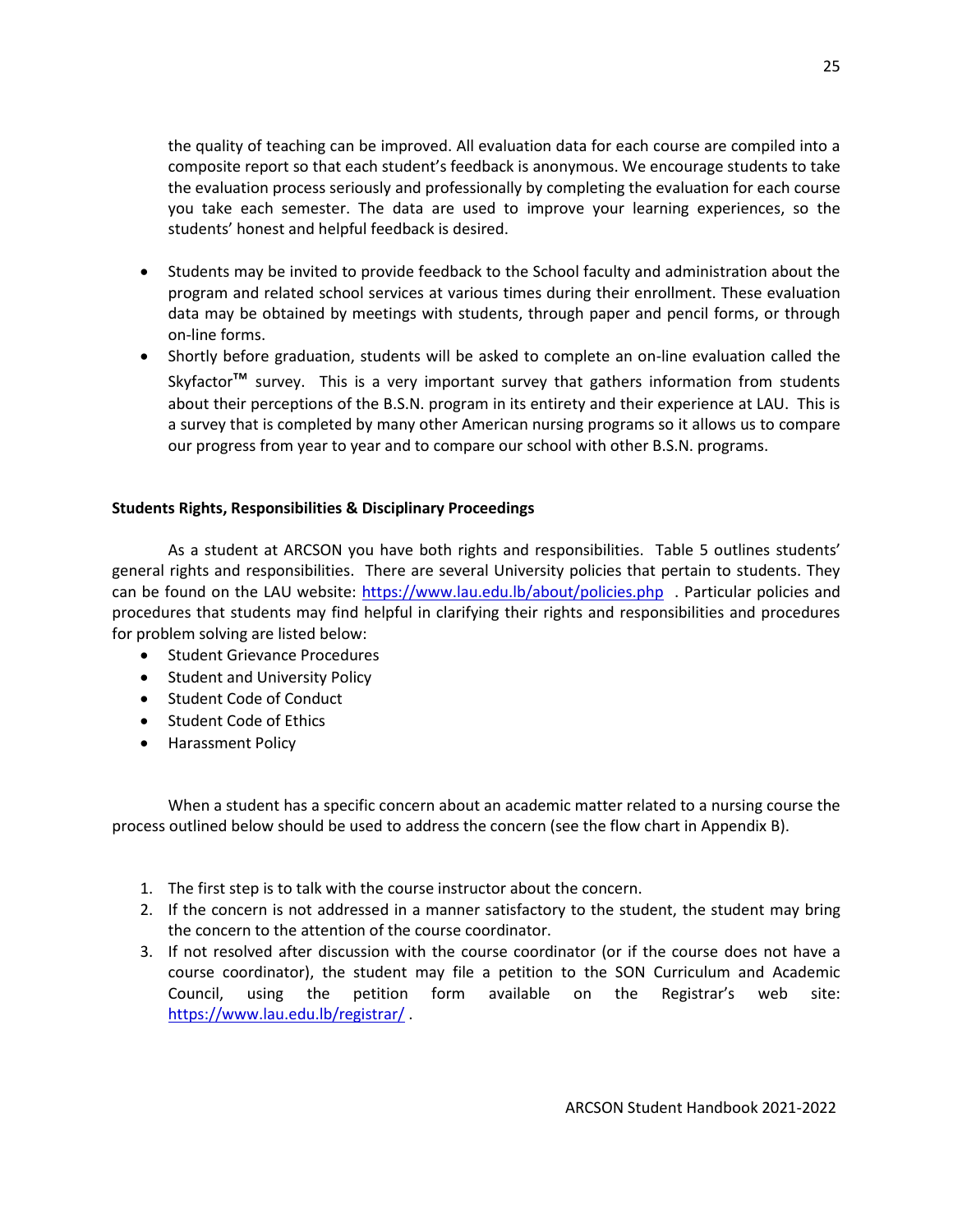the quality of teaching can be improved. All evaluation data for each course are compiled into a composite report so that each student's feedback is anonymous. We encourage students to take the evaluation process seriously and professionally by completing the evaluation for each course you take each semester. The data are used to improve your learning experiences, so the students' honest and helpful feedback is desired.

- Students may be invited to provide feedback to the School faculty and administration about the program and related school services at various times during their enrollment. These evaluation data may be obtained by meetings with students, through paper and pencil forms, or through on-line forms.
- Shortly before graduation, students will be asked to complete an on-line evaluation called the Skyfactor™ survey. This is a very important survey that gathers information from students about their perceptions of the B.S.N. program in its entirety and their experience at LAU. This is a survey that is completed by many other American nursing programs so it allows us to compare our progress from year to year and to compare our school with other B.S.N. programs.

**Students Rights, Responsibilities & Disciplinary Proceedings**

As a student at ARCSON you have both rights and responsibilities. Table 5 outlines students' general rights and responsibilities. There are several University policies that pertain to students. They can be found on the LAU website: [https://www.lau.edu.lb/about/policies.php](https://www.lau.edu.lb/about/policies.php) . Particular policies and procedures that students may find helpful in clarifying their rights and responsibilities and procedures for problem solving are listed below:

- Student Grievance Procedures
- Student and University Policy
- Student Code of Conduct
- Student Code of Ethics
- Harassment Policy

When a student has a specific concern about an academic matter related to a nursing course the process outlined below should be used to address the concern (see the flow chart in Appendix B).

1. The first step is to talk with the course instructor about the concern.
2. If the concern is not addressed in a manner satisfactory to the student, the student may bring the concern to the attention of the course coordinator.
3. If not resolved after discussion with the course coordinator (or if the course does not have a course coordinator), the student may file a petition to the SON Curriculum and Academic Council, using the petition form available on the Registrar's web site: [https://www.lau.edu.lb/registrar/](https://www.lau.edu.lb/registrar/) .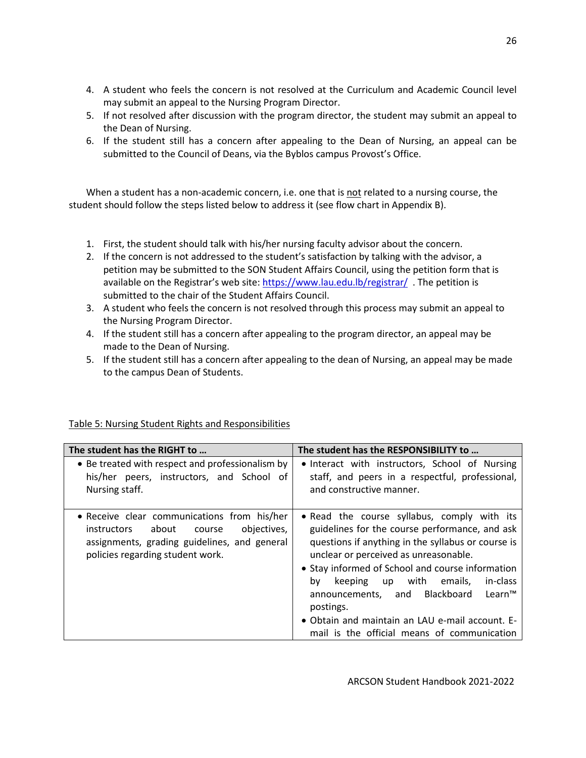4. A student who feels the concern is not resolved at the Curriculum and Academic Council level may submit an appeal to the Nursing Program Director.
5. If not resolved after discussion with the program director, the student may submit an appeal to the Dean of Nursing.
6. If the student still has a concern after appealing to the Dean of Nursing, an appeal can be submitted to the Council of Deans, via the Byblos campus Provost's Office.

When a student has a non-academic concern, i.e. one that is <u>not</u> related to a nursing course, the student should follow the steps listed below to address it (see flow chart in Appendix B).

1. First, the student should talk with his/her nursing faculty advisor about the concern.
2. If the concern is not addressed to the student's satisfaction by talking with the advisor, a petition may be submitted to the SON Student Affairs Council, using the petition form that is available on the Registrar's web site: https://www.lau.edu.lb/registrar/ . The petition is submitted to the chair of the Student Affairs Council.
3. A student who feels the concern is not resolved through this process may submit an appeal to the Nursing Program Director.
4. If the student still has a concern after appealing to the program director, an appeal may be made to the Dean of Nursing.
5. If the student still has a concern after appealing to the dean of Nursing, an appeal may be made to the campus Dean of Students.

<u>Table 5: Nursing Student Rights and Responsibilities</u>

| The student has the RIGHT to … | The student has the RESPONSIBILITY to … |
|---|---|
| • Be treated with respect and professionalism by his/her peers, instructors, and School of Nursing staff. | • Interact with instructors, School of Nursing staff, and peers in a respectful, professional, and constructive manner. |
| • Receive clear communications from his/her instructors about course objectives, assignments, grading guidelines, and general policies regarding student work. | • Read the course syllabus, comply with its guidelines for the course performance, and ask questions if anything in the syllabus or course is unclear or perceived as unreasonable.<br>• Stay informed of School and course information by keeping up with emails, in-class announcements, and Blackboard Learn™ postings.<br>• Obtain and maintain an LAU e-mail account. E-mail is the official means of communication |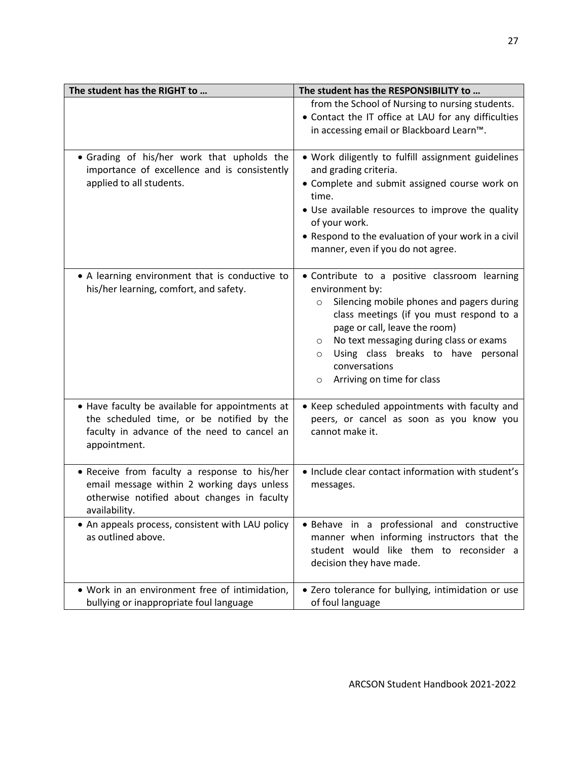| The student has the RIGHT to … | The student has the RESPONSIBILITY to … |
|---|---|
| | from the School of Nursing to nursing students.<br>• Contact the IT office at LAU for any difficulties in accessing email or Blackboard Learn™. |
| • Grading of his/her work that upholds the importance of excellence and is consistently applied to all students. | • Work diligently to fulfill assignment guidelines and grading criteria.<br>• Complete and submit assigned course work on time.<br>• Use available resources to improve the quality of your work.<br>• Respond to the evaluation of your work in a civil manner, even if you do not agree. |
| • A learning environment that is conductive to his/her learning, comfort, and safety. | • Contribute to a positive classroom learning environment by:<br>  ○ Silencing mobile phones and pagers during class meetings (if you must respond to a page or call, leave the room)<br>  ○ No text messaging during class or exams<br>  ○ Using class breaks to have personal conversations<br>  ○ Arriving on time for class |
| • Have faculty be available for appointments at the scheduled time, or be notified by the faculty in advance of the need to cancel an appointment. | • Keep scheduled appointments with faculty and peers, or cancel as soon as you know you cannot make it. |
| • Receive from faculty a response to his/her email message within 2 working days unless otherwise notified about changes in faculty availability. | • Include clear contact information with student's messages. |
| • An appeals process, consistent with LAU policy as outlined above. | • Behave in a professional and constructive manner when informing instructors that the student would like them to reconsider a decision they have made. |
| • Work in an environment free of intimidation, bullying or inappropriate foul language | • Zero tolerance for bullying, intimidation or use of foul language |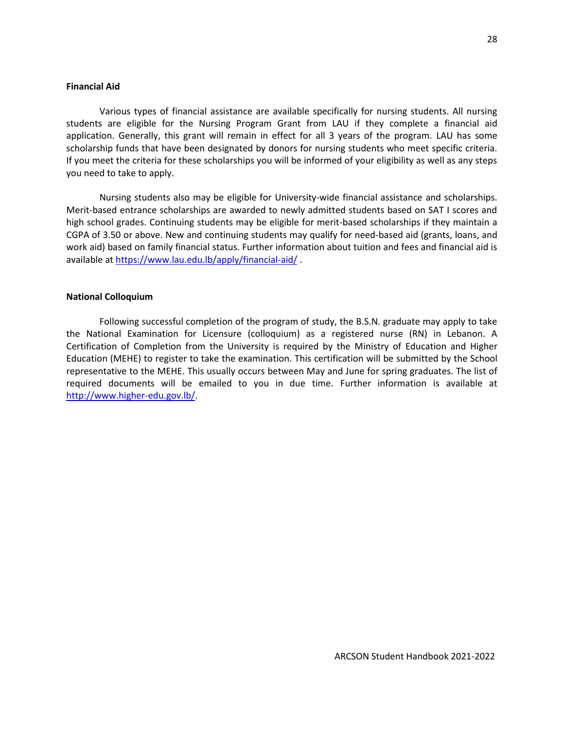## Financial Aid

Various types of financial assistance are available specifically for nursing students. All nursing students are eligible for the Nursing Program Grant from LAU if they complete a financial aid application. Generally, this grant will remain in effect for all 3 years of the program. LAU has some scholarship funds that have been designated by donors for nursing students who meet specific criteria. If you meet the criteria for these scholarships you will be informed of your eligibility as well as any steps you need to take to apply.

Nursing students also may be eligible for University-wide financial assistance and scholarships. Merit-based entrance scholarships are awarded to newly admitted students based on SAT I scores and high school grades. Continuing students may be eligible for merit-based scholarships if they maintain a CGPA of 3.50 or above. New and continuing students may qualify for need-based aid (grants, loans, and work aid) based on family financial status. Further information about tuition and fees and financial aid is available at https://www.lau.edu.lb/apply/financial-aid/ .

## National Colloquium

Following successful completion of the program of study, the B.S.N. graduate may apply to take the National Examination for Licensure (colloquium) as a registered nurse (RN) in Lebanon. A Certification of Completion from the University is required by the Ministry of Education and Higher Education (MEHE) to register to take the examination. This certification will be submitted by the School representative to the MEHE. This usually occurs between May and June for spring graduates. The list of required documents will be emailed to you in due time. Further information is available at http://www.higher-edu.gov.lb/.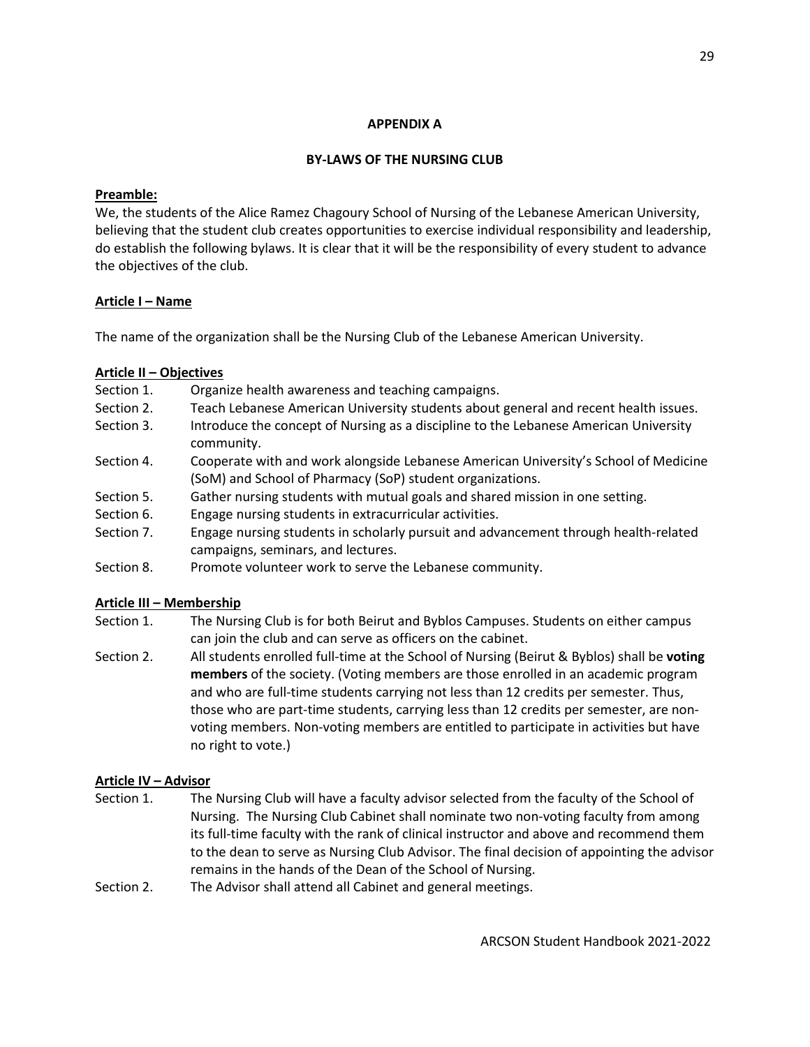## APPENDIX A

## BY-LAWS OF THE NURSING CLUB

**Preamble:**
We, the students of the Alice Ramez Chagoury School of Nursing of the Lebanese American University, believing that the student club creates opportunities to exercise individual responsibility and leadership, do establish the following bylaws. It is clear that it will be the responsibility of every student to advance the objectives of the club.

**Article I – Name**

The name of the organization shall be the Nursing Club of the Lebanese American University.

**Article II – Objectives**

Section 1. Organize health awareness and teaching campaigns.

Section 2. Teach Lebanese American University students about general and recent health issues.

Section 3. Introduce the concept of Nursing as a discipline to the Lebanese American University community.

Section 4. Cooperate with and work alongside Lebanese American University's School of Medicine (SoM) and School of Pharmacy (SoP) student organizations.

Section 5. Gather nursing students with mutual goals and shared mission in one setting.

Section 6. Engage nursing students in extracurricular activities.

Section 7. Engage nursing students in scholarly pursuit and advancement through health-related campaigns, seminars, and lectures.

Section 8. Promote volunteer work to serve the Lebanese community.

**Article III – Membership**

Section 1. The Nursing Club is for both Beirut and Byblos Campuses. Students on either campus can join the club and can serve as officers on the cabinet.

Section 2. All students enrolled full-time at the School of Nursing (Beirut & Byblos) shall be **voting members** of the society. (Voting members are those enrolled in an academic program and who are full-time students carrying not less than 12 credits per semester. Thus, those who are part-time students, carrying less than 12 credits per semester, are non-voting members. Non-voting members are entitled to participate in activities but have no right to vote.)

**Article IV – Advisor**

Section 1. The Nursing Club will have a faculty advisor selected from the faculty of the School of Nursing. The Nursing Club Cabinet shall nominate two non-voting faculty from among its full-time faculty with the rank of clinical instructor and above and recommend them to the dean to serve as Nursing Club Advisor. The final decision of appointing the advisor remains in the hands of the Dean of the School of Nursing.

Section 2. The Advisor shall attend all Cabinet and general meetings.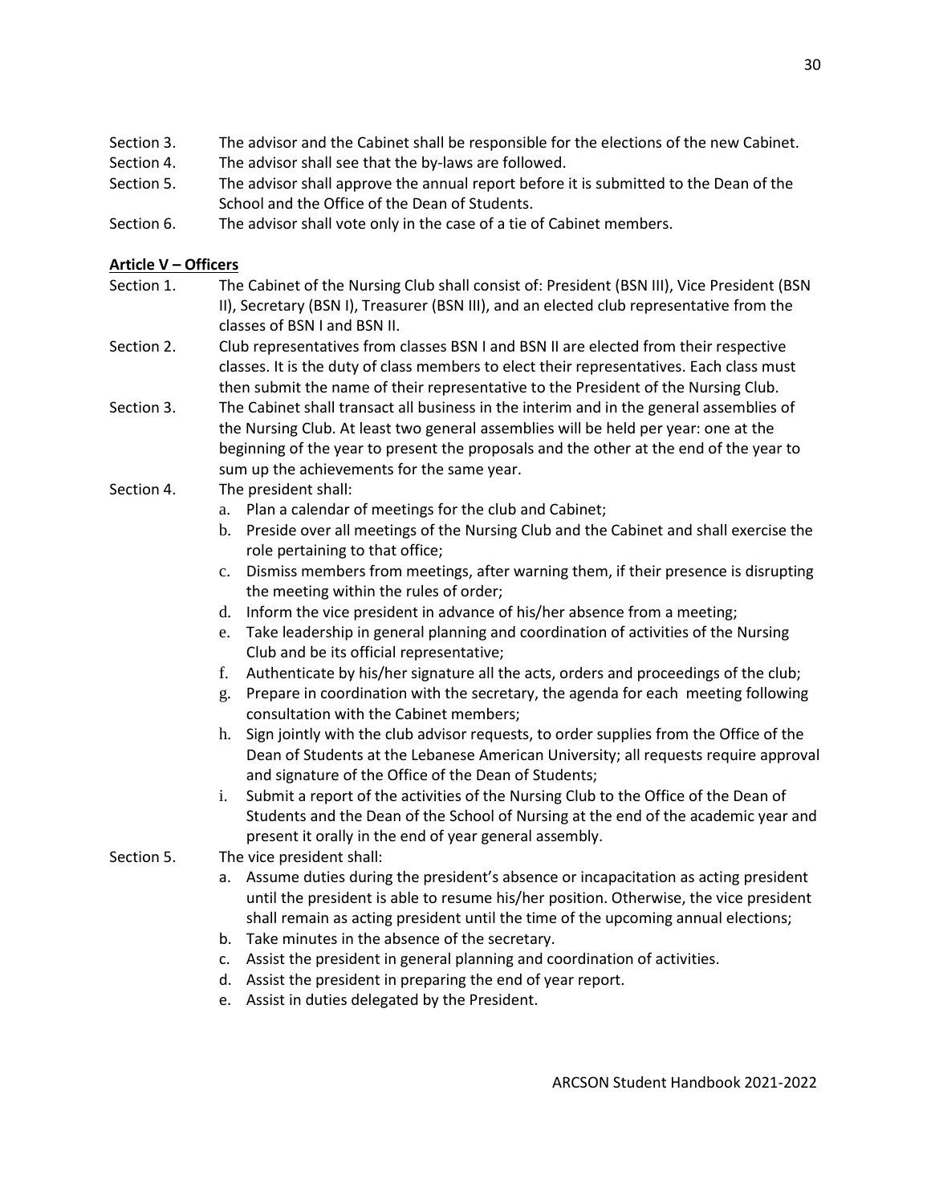Section 3. The advisor and the Cabinet shall be responsible for the elections of the new Cabinet.

Section 4. The advisor shall see that the by-laws are followed.

Section 5. The advisor shall approve the annual report before it is submitted to the Dean of the School and the Office of the Dean of Students.

Section 6. The advisor shall vote only in the case of a tie of Cabinet members.

**Article V – Officers**

Section 1. The Cabinet of the Nursing Club shall consist of: President (BSN III), Vice President (BSN II), Secretary (BSN I), Treasurer (BSN III), and an elected club representative from the classes of BSN I and BSN II.

Section 2. Club representatives from classes BSN I and BSN II are elected from their respective classes. It is the duty of class members to elect their representatives. Each class must then submit the name of their representative to the President of the Nursing Club.

Section 3. The Cabinet shall transact all business in the interim and in the general assemblies of the Nursing Club. At least two general assemblies will be held per year: one at the beginning of the year to present the proposals and the other at the end of the year to sum up the achievements for the same year.

Section 4. The president shall:

a. Plan a calendar of meetings for the club and Cabinet;
b. Preside over all meetings of the Nursing Club and the Cabinet and shall exercise the role pertaining to that office;
c. Dismiss members from meetings, after warning them, if their presence is disrupting the meeting within the rules of order;
d. Inform the vice president in advance of his/her absence from a meeting;
e. Take leadership in general planning and coordination of activities of the Nursing Club and be its official representative;
f. Authenticate by his/her signature all the acts, orders and proceedings of the club;
g. Prepare in coordination with the secretary, the agenda for each meeting following consultation with the Cabinet members;
h. Sign jointly with the club advisor requests, to order supplies from the Office of the Dean of Students at the Lebanese American University; all requests require approval and signature of the Office of the Dean of Students;
i. Submit a report of the activities of the Nursing Club to the Office of the Dean of Students and the Dean of the School of Nursing at the end of the academic year and present it orally in the end of year general assembly.

Section 5. The vice president shall:

a. Assume duties during the president's absence or incapacitation as acting president until the president is able to resume his/her position. Otherwise, the vice president shall remain as acting president until the time of the upcoming annual elections;
b. Take minutes in the absence of the secretary.
c. Assist the president in general planning and coordination of activities.
d. Assist the president in preparing the end of year report.
e. Assist in duties delegated by the President.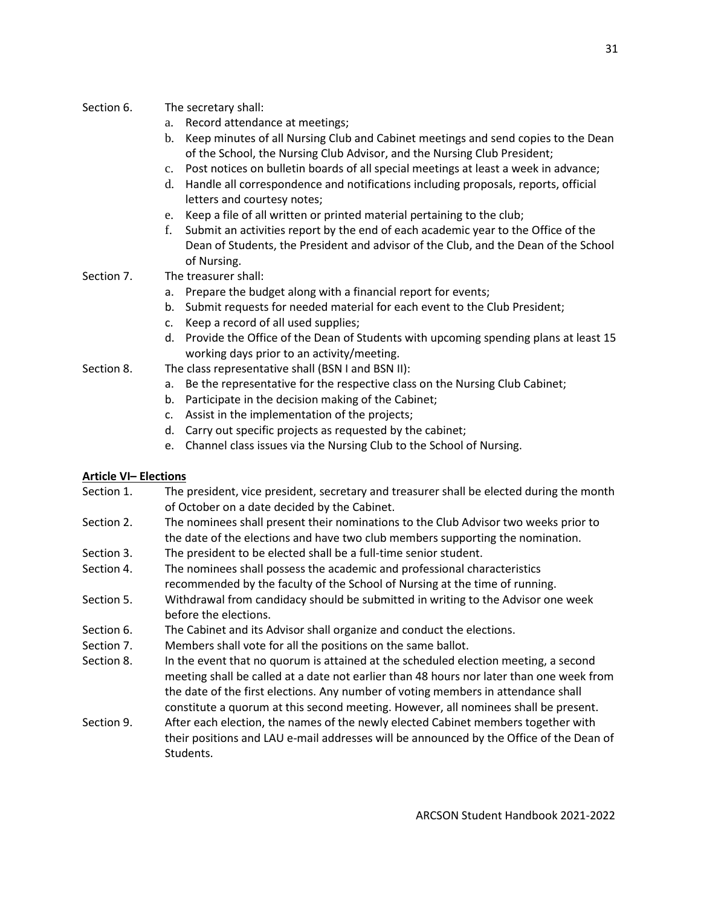Section 6. The secretary shall:

a. Record attendance at meetings;
b. Keep minutes of all Nursing Club and Cabinet meetings and send copies to the Dean of the School, the Nursing Club Advisor, and the Nursing Club President;
c. Post notices on bulletin boards of all special meetings at least a week in advance;
d. Handle all correspondence and notifications including proposals, reports, official letters and courtesy notes;
e. Keep a file of all written or printed material pertaining to the club;
f. Submit an activities report by the end of each academic year to the Office of the Dean of Students, the President and advisor of the Club, and the Dean of the School of Nursing.

Section 7. The treasurer shall:

a. Prepare the budget along with a financial report for events;
b. Submit requests for needed material for each event to the Club President;
c. Keep a record of all used supplies;
d. Provide the Office of the Dean of Students with upcoming spending plans at least 15 working days prior to an activity/meeting.

Section 8. The class representative shall (BSN I and BSN II):

a. Be the representative for the respective class on the Nursing Club Cabinet;
b. Participate in the decision making of the Cabinet;
c. Assist in the implementation of the projects;
d. Carry out specific projects as requested by the cabinet;
e. Channel class issues via the Nursing Club to the School of Nursing.

**Article VI– Elections**

Section 1. The president, vice president, secretary and treasurer shall be elected during the month of October on a date decided by the Cabinet.

Section 2. The nominees shall present their nominations to the Club Advisor two weeks prior to the date of the elections and have two club members supporting the nomination.

Section 3. The president to be elected shall be a full-time senior student.

Section 4. The nominees shall possess the academic and professional characteristics recommended by the faculty of the School of Nursing at the time of running.

Section 5. Withdrawal from candidacy should be submitted in writing to the Advisor one week before the elections.

Section 6. The Cabinet and its Advisor shall organize and conduct the elections.

Section 7. Members shall vote for all the positions on the same ballot.

Section 8. In the event that no quorum is attained at the scheduled election meeting, a second meeting shall be called at a date not earlier than 48 hours nor later than one week from the date of the first elections. Any number of voting members in attendance shall constitute a quorum at this second meeting. However, all nominees shall be present.

Section 9. After each election, the names of the newly elected Cabinet members together with their positions and LAU e-mail addresses will be announced by the Office of the Dean of Students.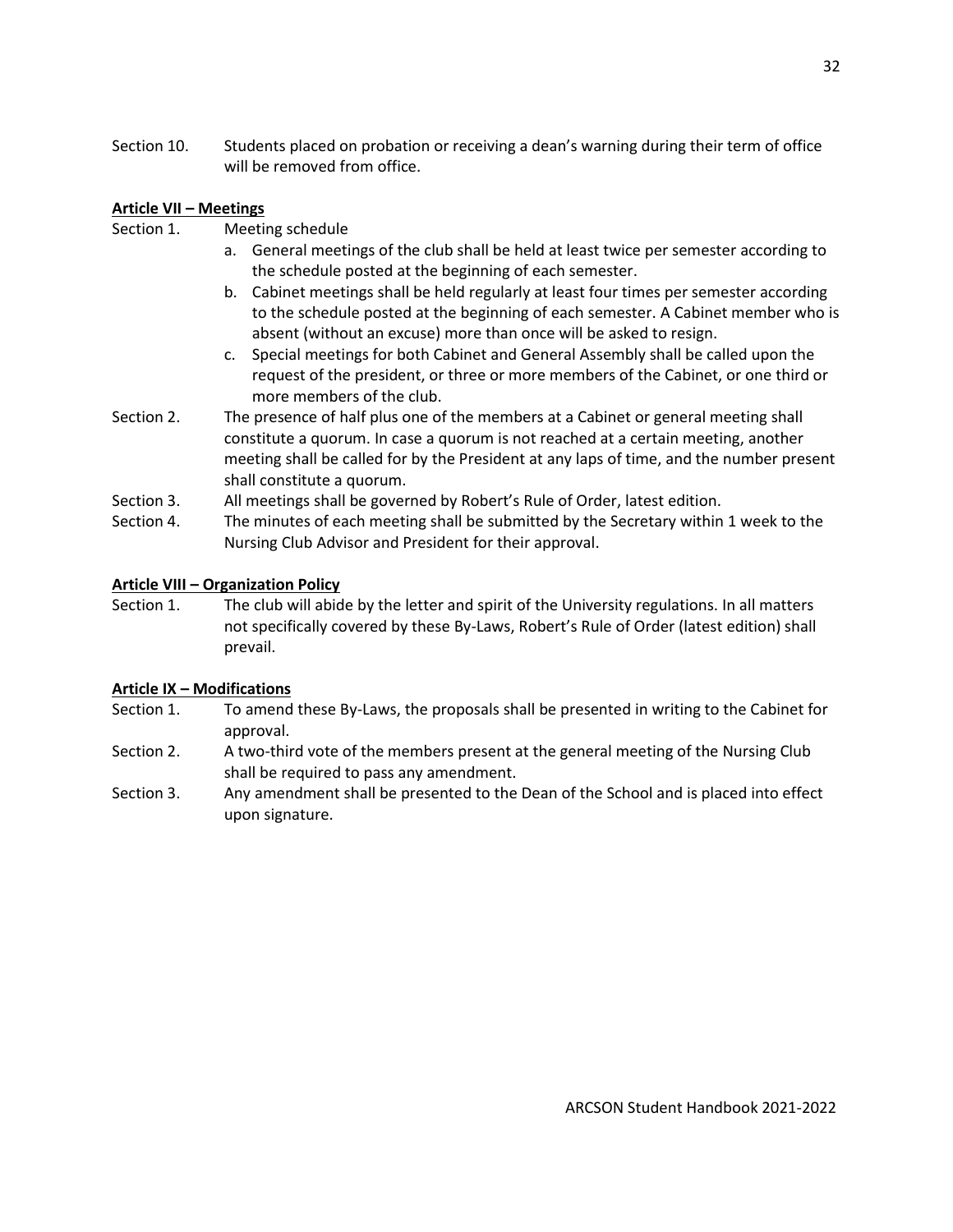Section 10. Students placed on probation or receiving a dean's warning during their term of office will be removed from office.

**Article VII – Meetings**

Section 1. Meeting schedule

a. General meetings of the club shall be held at least twice per semester according to the schedule posted at the beginning of each semester.
b. Cabinet meetings shall be held regularly at least four times per semester according to the schedule posted at the beginning of each semester. A Cabinet member who is absent (without an excuse) more than once will be asked to resign.
c. Special meetings for both Cabinet and General Assembly shall be called upon the request of the president, or three or more members of the Cabinet, or one third or more members of the club.

Section 2. The presence of half plus one of the members at a Cabinet or general meeting shall constitute a quorum. In case a quorum is not reached at a certain meeting, another meeting shall be called for by the President at any laps of time, and the number present shall constitute a quorum.

Section 3. All meetings shall be governed by Robert's Rule of Order, latest edition.

Section 4. The minutes of each meeting shall be submitted by the Secretary within 1 week to the Nursing Club Advisor and President for their approval.

**Article VIII – Organization Policy**

Section 1. The club will abide by the letter and spirit of the University regulations. In all matters not specifically covered by these By-Laws, Robert's Rule of Order (latest edition) shall prevail.

**Article IX – Modifications**

Section 1. To amend these By-Laws, the proposals shall be presented in writing to the Cabinet for approval.

Section 2. A two-third vote of the members present at the general meeting of the Nursing Club shall be required to pass any amendment.

Section 3. Any amendment shall be presented to the Dean of the School and is placed into effect upon signature.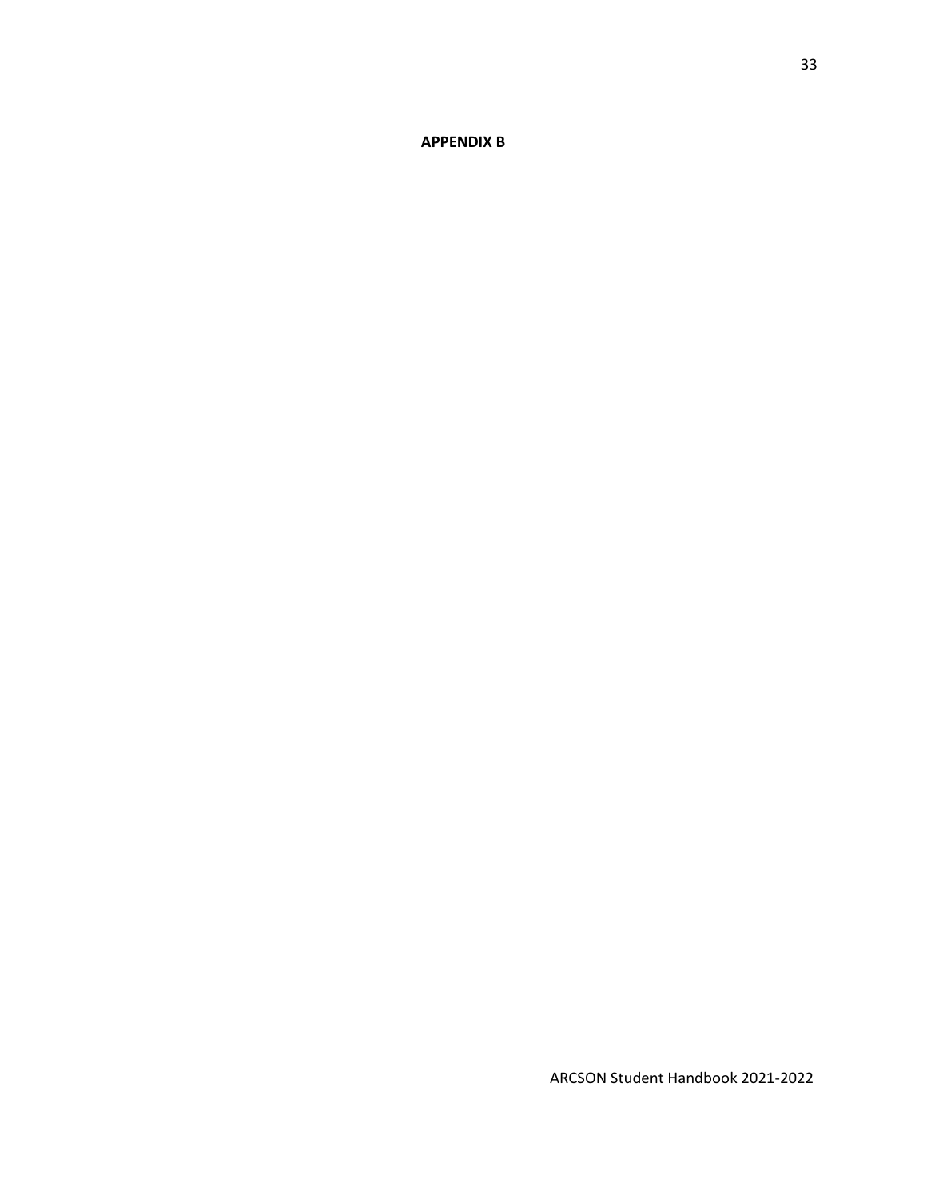**APPENDIX B**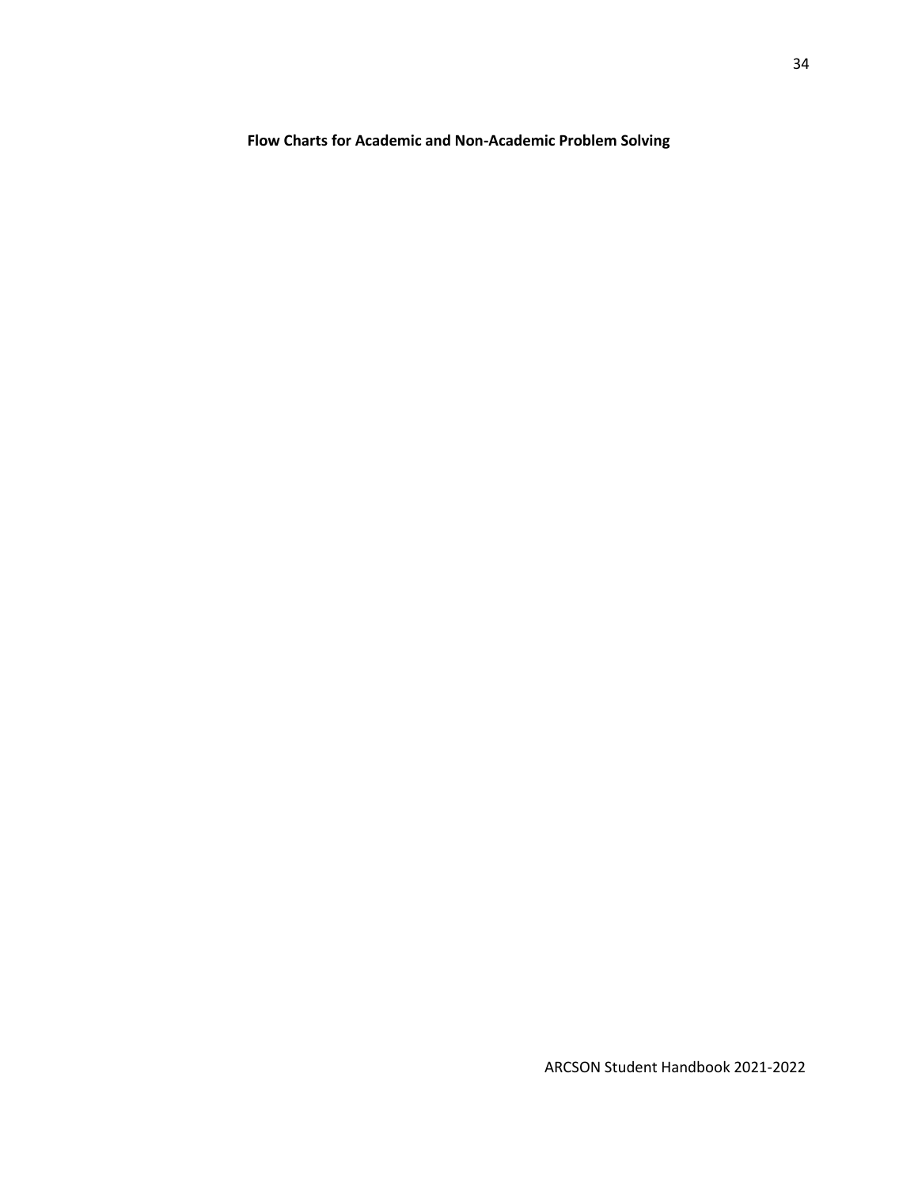**Flow Charts for Academic and Non-Academic Problem Solving**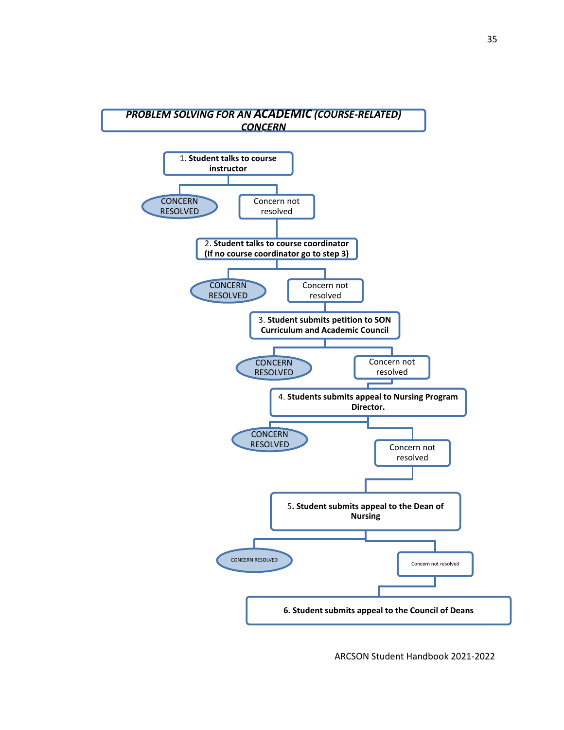## *PROBLEM SOLVING FOR AN ACADEMIC (COURSE-RELATED) CONCERN*

1. **Student talks to course instructor**
   - CONCERN RESOLVED
   - Concern not resolved

2. **Student talks to course coordinator (If no course coordinator go to step 3)**
   - CONCERN RESOLVED
   - Concern not resolved

3. **Student submits petition to SON Curriculum and Academic Council**
   - CONCERN RESOLVED
   - Concern not resolved

4. **Students submits appeal to Nursing Program Director.**
   - CONCERN RESOLVED
   - Concern not resolved

5. **Student submits appeal to the Dean of Nursing**
   - CONCERN RESOLVED
   - Concern not resolved

6. **Student submits appeal to the Council of Deans**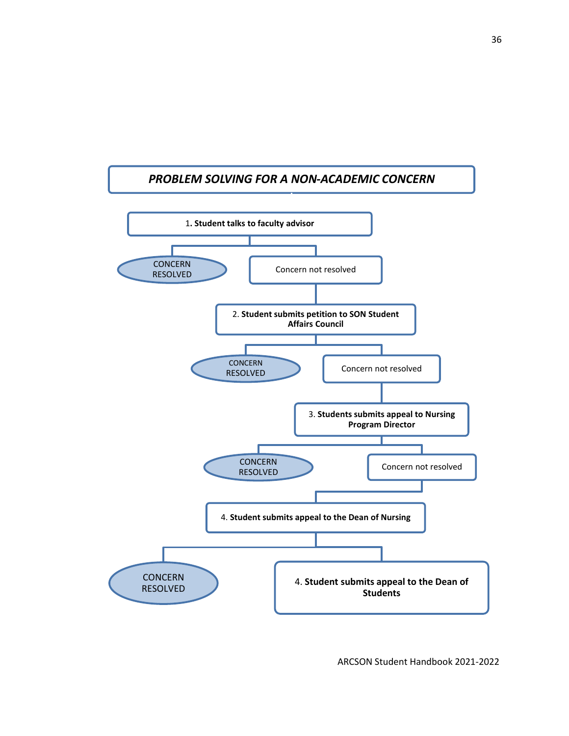## *PROBLEM SOLVING FOR A NON-ACADEMIC CONCERN*

1. **Student talks to faculty advisor**
   - CONCERN RESOLVED
   - Concern not resolved

2. **Student submits petition to SON Student Affairs Council**
   - CONCERN RESOLVED
   - Concern not resolved

3. **Students submits appeal to Nursing Program Director**
   - CONCERN RESOLVED
   - Concern not resolved

4. **Student submits appeal to the Dean of Nursing**
   - CONCERN RESOLVED
   - 4. **Student submits appeal to the Dean of Students**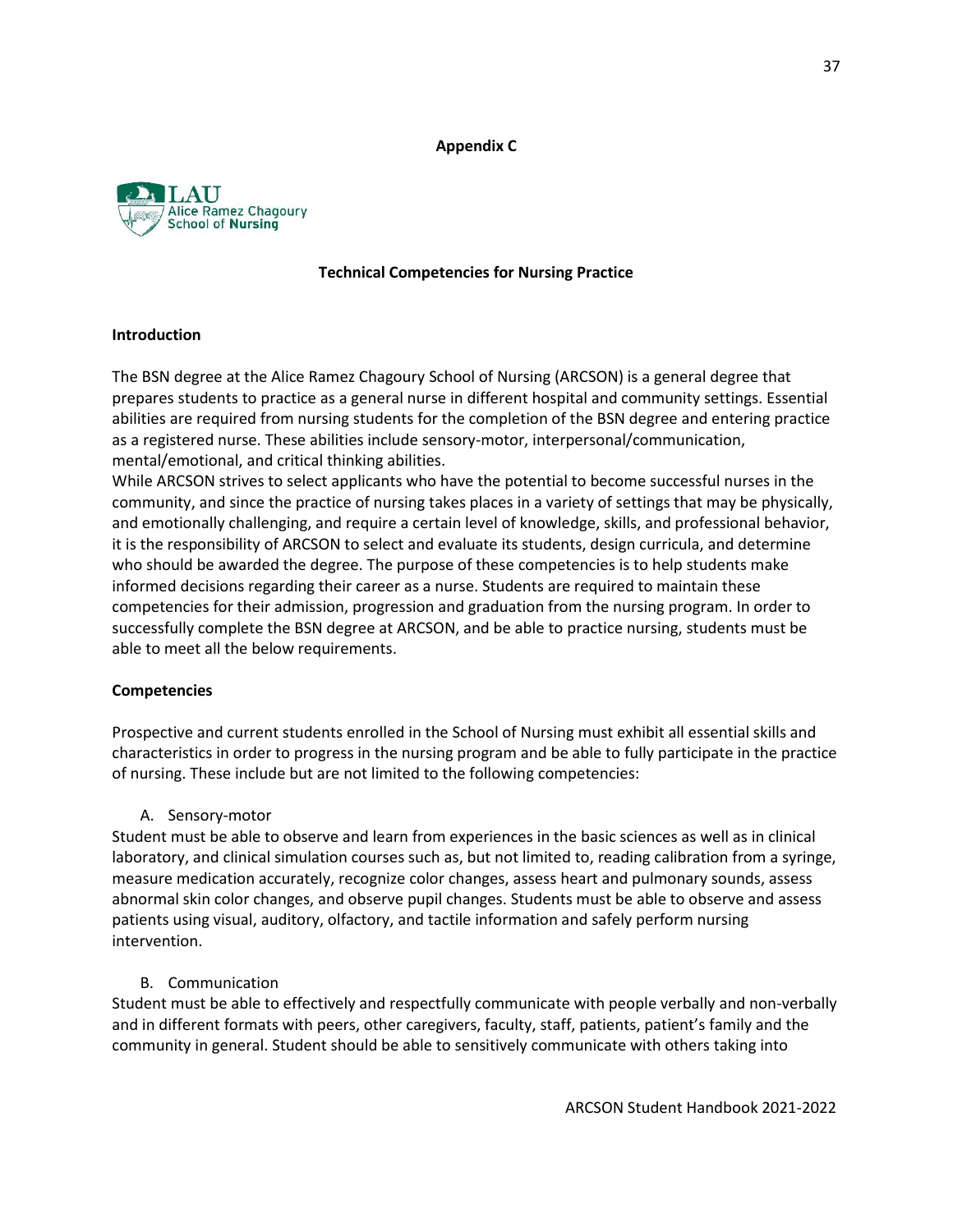**Appendix C**

LAU
Alice Ramez Chagoury
School of Nursing

## Technical Competencies for Nursing Practice

### Introduction

The BSN degree at the Alice Ramez Chagoury School of Nursing (ARCSON) is a general degree that prepares students to practice as a general nurse in different hospital and community settings. Essential abilities are required from nursing students for the completion of the BSN degree and entering practice as a registered nurse. These abilities include sensory-motor, interpersonal/communication, mental/emotional, and critical thinking abilities.

While ARCSON strives to select applicants who have the potential to become successful nurses in the community, and since the practice of nursing takes places in a variety of settings that may be physically, and emotionally challenging, and require a certain level of knowledge, skills, and professional behavior, it is the responsibility of ARCSON to select and evaluate its students, design curricula, and determine who should be awarded the degree. The purpose of these competencies is to help students make informed decisions regarding their career as a nurse. Students are required to maintain these competencies for their admission, progression and graduation from the nursing program. In order to successfully complete the BSN degree at ARCSON, and be able to practice nursing, students must be able to meet all the below requirements.

### Competencies

Prospective and current students enrolled in the School of Nursing must exhibit all essential skills and characteristics in order to progress in the nursing program and be able to fully participate in the practice of nursing. These include but are not limited to the following competencies:

A. Sensory-motor

Student must be able to observe and learn from experiences in the basic sciences as well as in clinical laboratory, and clinical simulation courses such as, but not limited to, reading calibration from a syringe, measure medication accurately, recognize color changes, assess heart and pulmonary sounds, assess abnormal skin color changes, and observe pupil changes. Students must be able to observe and assess patients using visual, auditory, olfactory, and tactile information and safely perform nursing intervention.

B. Communication

Student must be able to effectively and respectfully communicate with people verbally and non-verbally and in different formats with peers, other caregivers, faculty, staff, patients, patient's family and the community in general. Student should be able to sensitively communicate with others taking into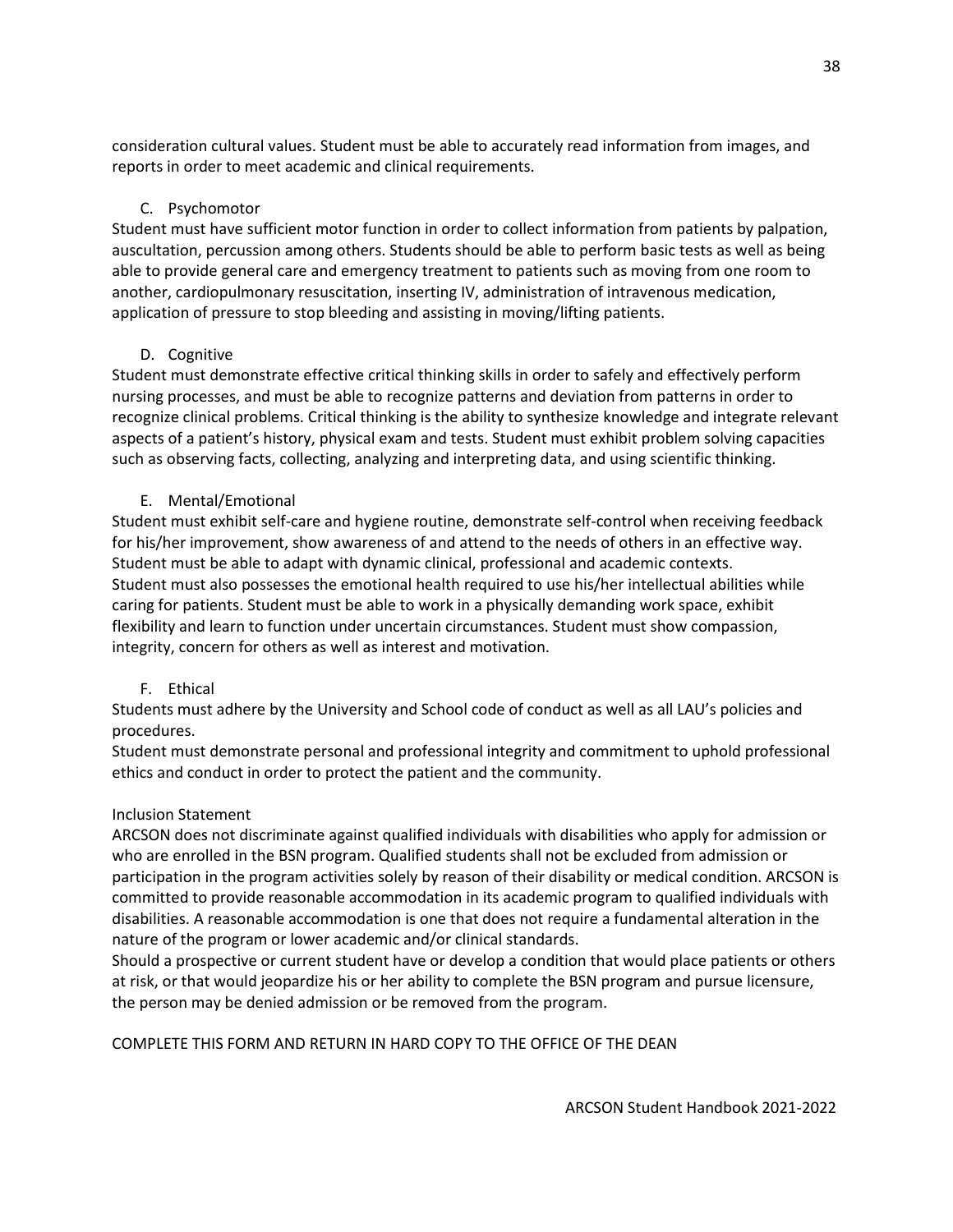consideration cultural values. Student must be able to accurately read information from images, and reports in order to meet academic and clinical requirements.

C. Psychomotor

Student must have sufficient motor function in order to collect information from patients by palpation, auscultation, percussion among others. Students should be able to perform basic tests as well as being able to provide general care and emergency treatment to patients such as moving from one room to another, cardiopulmonary resuscitation, inserting IV, administration of intravenous medication, application of pressure to stop bleeding and assisting in moving/lifting patients.

D. Cognitive

Student must demonstrate effective critical thinking skills in order to safely and effectively perform nursing processes, and must be able to recognize patterns and deviation from patterns in order to recognize clinical problems. Critical thinking is the ability to synthesize knowledge and integrate relevant aspects of a patient's history, physical exam and tests. Student must exhibit problem solving capacities such as observing facts, collecting, analyzing and interpreting data, and using scientific thinking.

E. Mental/Emotional

Student must exhibit self-care and hygiene routine, demonstrate self-control when receiving feedback for his/her improvement, show awareness of and attend to the needs of others in an effective way. Student must be able to adapt with dynamic clinical, professional and academic contexts.
Student must also possesses the emotional health required to use his/her intellectual abilities while caring for patients. Student must be able to work in a physically demanding work space, exhibit flexibility and learn to function under uncertain circumstances. Student must show compassion, integrity, concern for others as well as interest and motivation.

F. Ethical

Students must adhere by the University and School code of conduct as well as all LAU's policies and procedures.
Student must demonstrate personal and professional integrity and commitment to uphold professional ethics and conduct in order to protect the patient and the community.

Inclusion Statement

ARCSON does not discriminate against qualified individuals with disabilities who apply for admission or who are enrolled in the BSN program. Qualified students shall not be excluded from admission or participation in the program activities solely by reason of their disability or medical condition. ARCSON is committed to provide reasonable accommodation in its academic program to qualified individuals with disabilities. A reasonable accommodation is one that does not require a fundamental alteration in the nature of the program or lower academic and/or clinical standards.
Should a prospective or current student have or develop a condition that would place patients or others at risk, or that would jeopardize his or her ability to complete the BSN program and pursue licensure, the person may be denied admission or be removed from the program.

COMPLETE THIS FORM AND RETURN IN HARD COPY TO THE OFFICE OF THE DEAN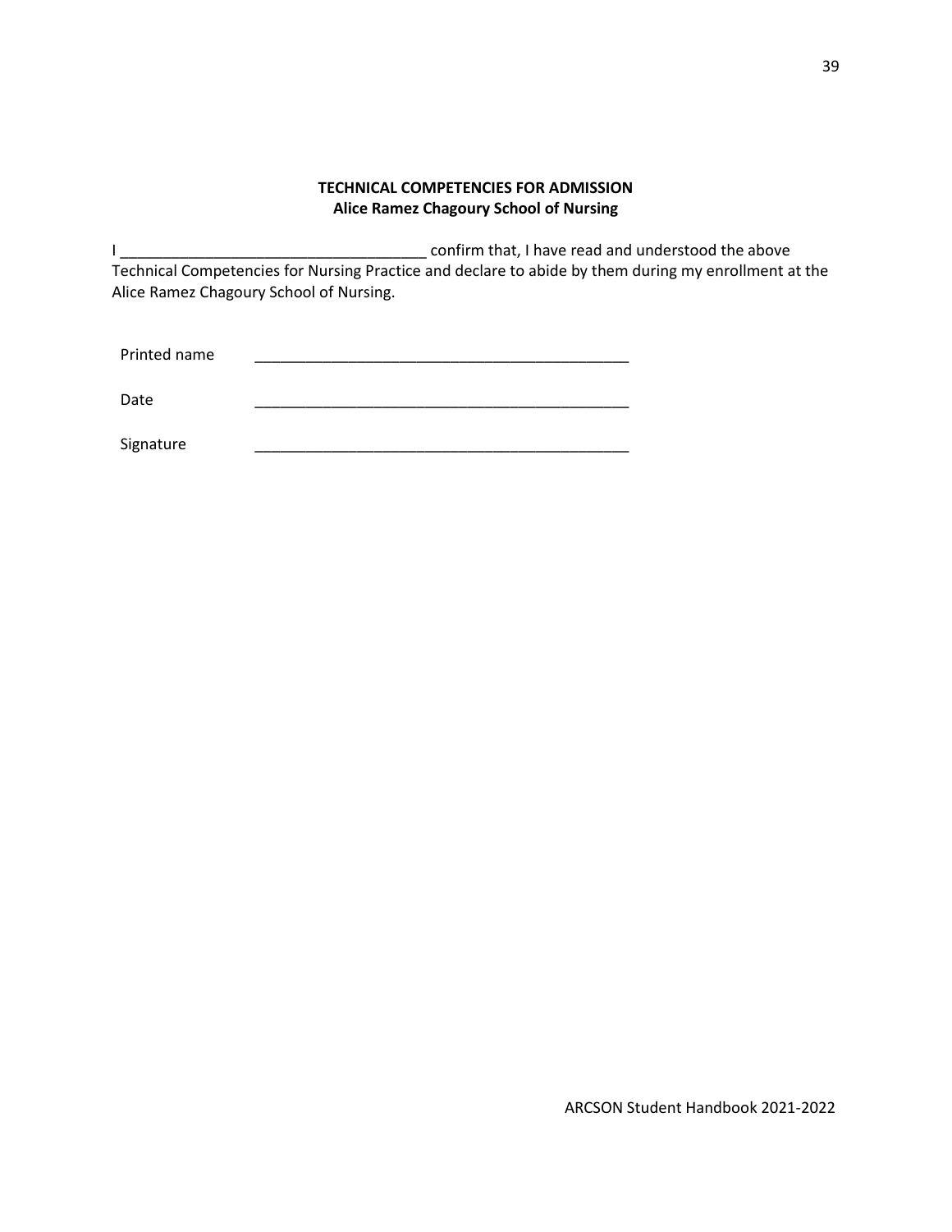**TECHNICAL COMPETENCIES FOR ADMISSION**
**Alice Ramez Chagoury School of Nursing**

I ____________________________________ confirm that, I have read and understood the above Technical Competencies for Nursing Practice and declare to abide by them during my enrollment at the Alice Ramez Chagoury School of Nursing.

Printed name ____________________________________________

Date ____________________________________________

Signature ____________________________________________